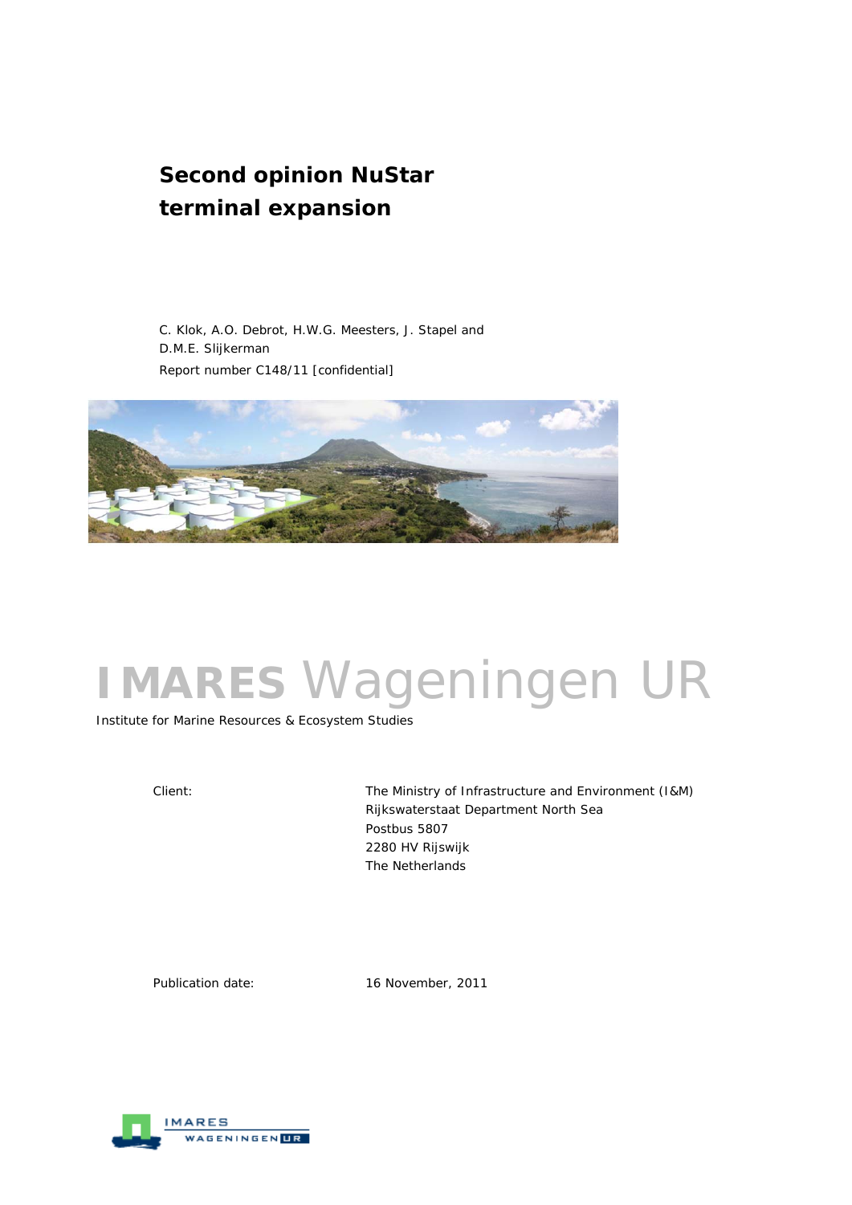# Second opinion NuStar terminal expansion

C. Klok, A.O. Debrot, H.W.G. Meesters, J. Stapel and D.M.E. Slijkerman

Report number C148/11 [confidential]

IMARES Wageningen UR

Institute for Marine Resources & Ecosystem Studies

| | |
|---|---|
| Client: | The Ministry of Infrastructure and Environment (I&M)<br>Rijkswaterstaat Department North Sea<br>Postbus 5807<br>2280 HV Rijswijk<br>The Netherlands |
| Publication date: | 16 November, 2011 |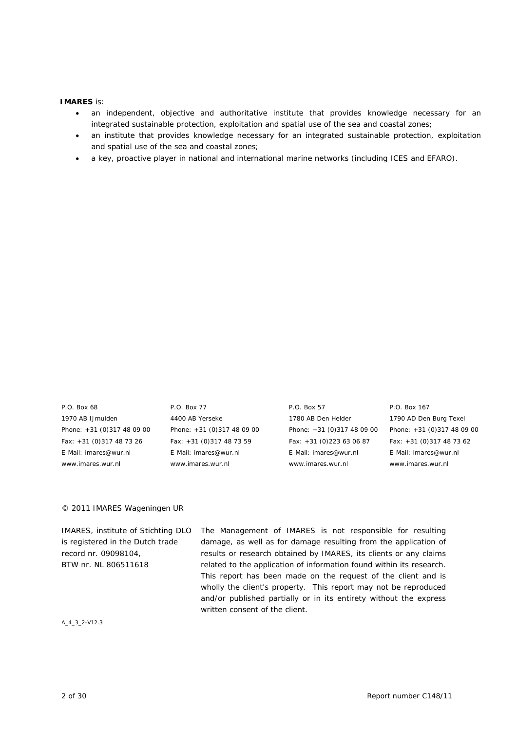**IMARES** is:

- an independent, objective and authoritative institute that provides knowledge necessary for an integrated sustainable protection, exploitation and spatial use of the sea and coastal zones;
- an institute that provides knowledge necessary for an integrated sustainable protection, exploitation and spatial use of the sea and coastal zones;
- a key, proactive player in national and international marine networks (including ICES and EFARO).

P.O. Box 68
1970 AB IJmuiden
Phone: +31 (0)317 48 09 00
Fax: +31 (0)317 48 73 26
E-Mail: imares@wur.nl
www.imares.wur.nl

P.O. Box 77
4400 AB Yerseke
Phone: +31 (0)317 48 09 00
Fax: +31 (0)317 48 73 59
E-Mail: imares@wur.nl
www.imares.wur.nl

P.O. Box 57
1780 AB Den Helder
Phone: +31 (0)317 48 09 00
Fax: +31 (0)223 63 06 87
E-Mail: imares@wur.nl
www.imares.wur.nl

P.O. Box 167
1790 AD Den Burg Texel
Phone: +31 (0)317 48 09 00
Fax: +31 (0)317 48 73 62
E-Mail: imares@wur.nl
www.imares.wur.nl

© 2011 IMARES Wageningen UR

IMARES, institute of Stichting DLO is registered in the Dutch trade record nr. 09098104,
BTW nr. NL 806511618

The Management of IMARES is not responsible for resulting damage, as well as for damage resulting from the application of results or research obtained by IMARES, its clients or any claims related to the application of information found within its research. This report has been made on the request of the client and is wholly the client's property. This report may not be reproduced and/or published partially or in its entirety without the express written consent of the client.

A_4_3_2-V12.3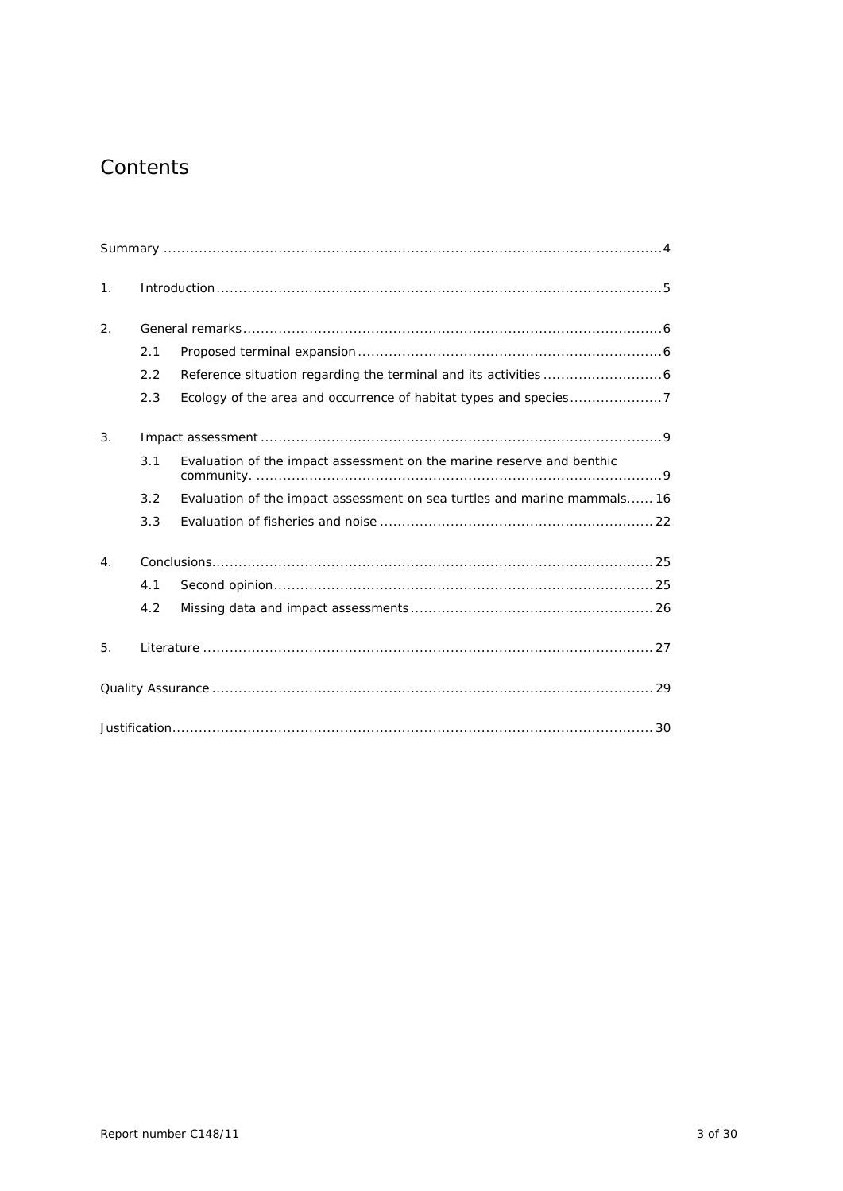# Contents

Summary ..... 4

1. Introduction ..... 5

2. General remarks ..... 6
   - 2.1 Proposed terminal expansion ..... 6
   - 2.2 Reference situation regarding the terminal and its activities ..... 6
   - 2.3 Ecology of the area and occurrence of habitat types and species ..... 7

3. Impact assessment ..... 9
   - 3.1 Evaluation of the impact assessment on the marine reserve and benthic community. ..... 9
   - 3.2 Evaluation of the impact assessment on sea turtles and marine mammals ..... 16
   - 3.3 Evaluation of fisheries and noise ..... 22

4. Conclusions ..... 25
   - 4.1 Second opinion ..... 25
   - 4.2 Missing data and impact assessments ..... 26

5. Literature ..... 27

Quality Assurance ..... 29

Justification ..... 30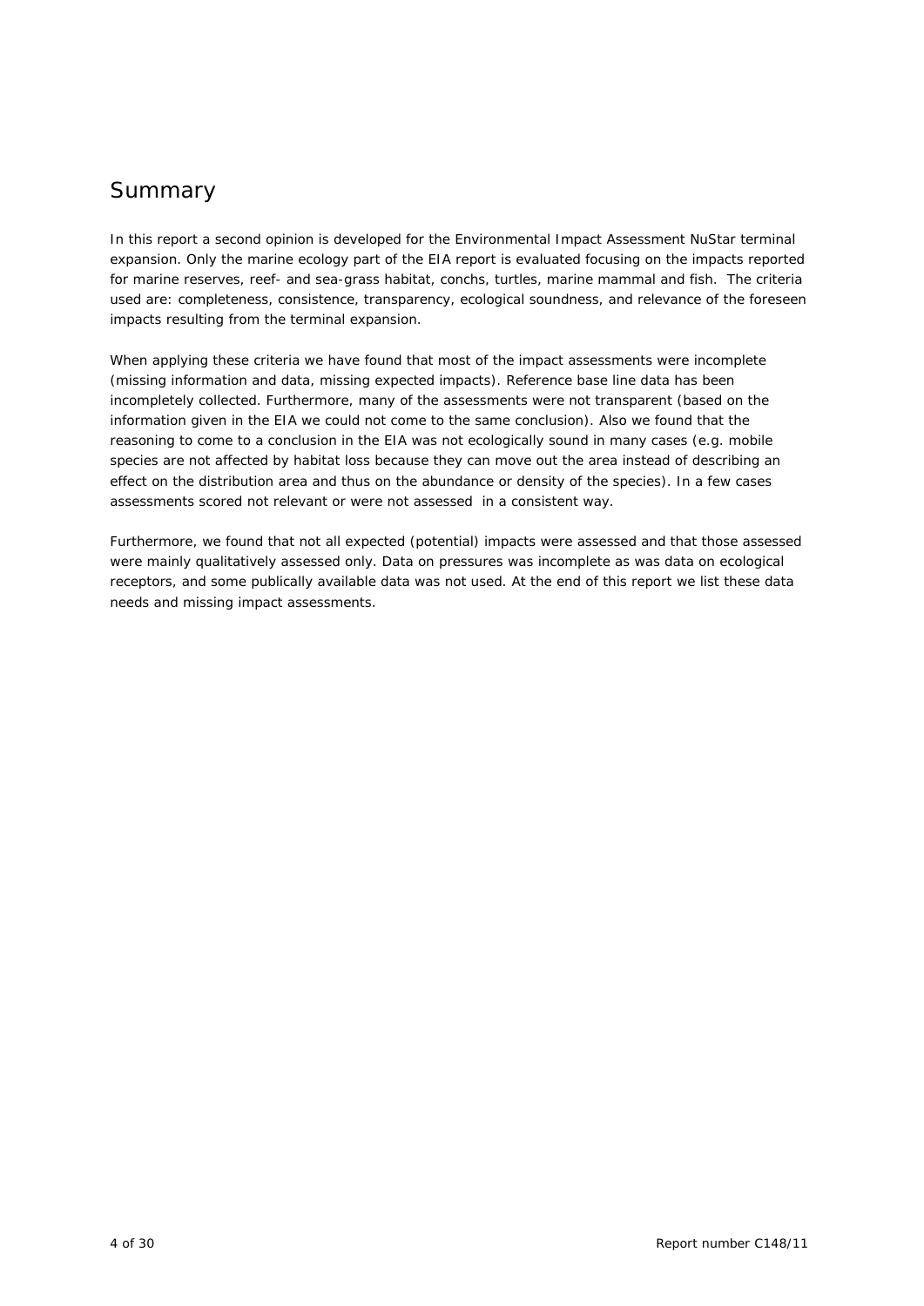# Summary

In this report a second opinion is developed for the Environmental Impact Assessment NuStar terminal expansion. Only the marine ecology part of the EIA report is evaluated focusing on the impacts reported for marine reserves, reef- and sea-grass habitat, conchs, turtles, marine mammal and fish. The criteria used are: completeness, consistence, transparency, ecological soundness, and relevance of the foreseen impacts resulting from the terminal expansion.

When applying these criteria we have found that most of the impact assessments were incomplete (missing information and data, missing expected impacts). Reference base line data has been incompletely collected. Furthermore, many of the assessments were not transparent (based on the information given in the EIA we could not come to the same conclusion). Also we found that the reasoning to come to a conclusion in the EIA was not ecologically sound in many cases (e.g. mobile species are not affected by habitat loss because they can move out the area instead of describing an effect on the distribution area and thus on the abundance or density of the species). In a few cases assessments scored not relevant or were not assessed in a consistent way.

Furthermore, we found that not all expected (potential) impacts were assessed and that those assessed were mainly qualitatively assessed only. Data on pressures was incomplete as was data on ecological receptors, and some publically available data was not used. At the end of this report we list these data needs and missing impact assessments.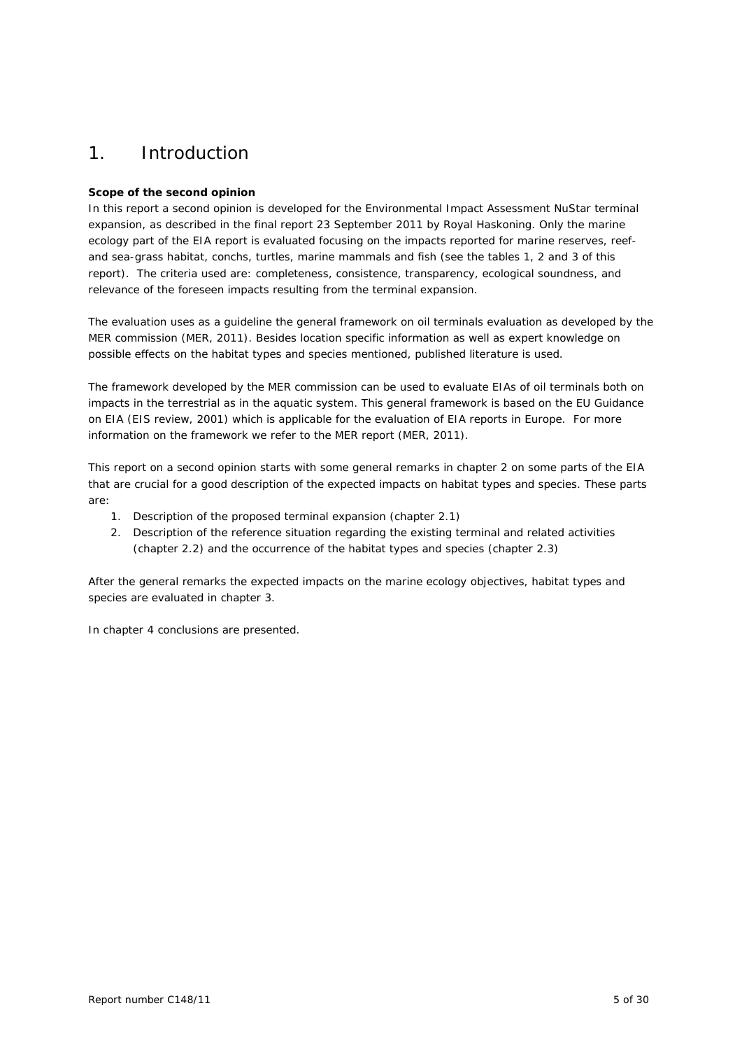# 1. Introduction

**Scope of the second opinion**

In this report a second opinion is developed for the Environmental Impact Assessment NuStar terminal expansion, as described in the final report 23 September 2011 by Royal Haskoning. Only the marine ecology part of the EIA report is evaluated focusing on the impacts reported for marine reserves, reef- and sea-grass habitat, conchs, turtles, marine mammals and fish (see the tables 1, 2 and 3 of this report). The criteria used are: completeness, consistence, transparency, ecological soundness, and relevance of the foreseen impacts resulting from the terminal expansion.

The evaluation uses as a guideline the general framework on oil terminals evaluation as developed by the MER commission (MER, 2011). Besides location specific information as well as expert knowledge on possible effects on the habitat types and species mentioned, published literature is used.

The framework developed by the MER commission can be used to evaluate EIAs of oil terminals both on impacts in the terrestrial as in the aquatic system. This general framework is based on the EU Guidance on EIA (EIS review, 2001) which is applicable for the evaluation of EIA reports in Europe. For more information on the framework we refer to the MER report (MER, 2011).

This report on a second opinion starts with some general remarks in chapter 2 on some parts of the EIA that are crucial for a good description of the expected impacts on habitat types and species. These parts are:

1. Description of the proposed terminal expansion (chapter 2.1)
2. Description of the reference situation regarding the existing terminal and related activities (chapter 2.2) and the occurrence of the habitat types and species (chapter 2.3)

After the general remarks the expected impacts on the marine ecology objectives, habitat types and species are evaluated in chapter 3.

In chapter 4 conclusions are presented.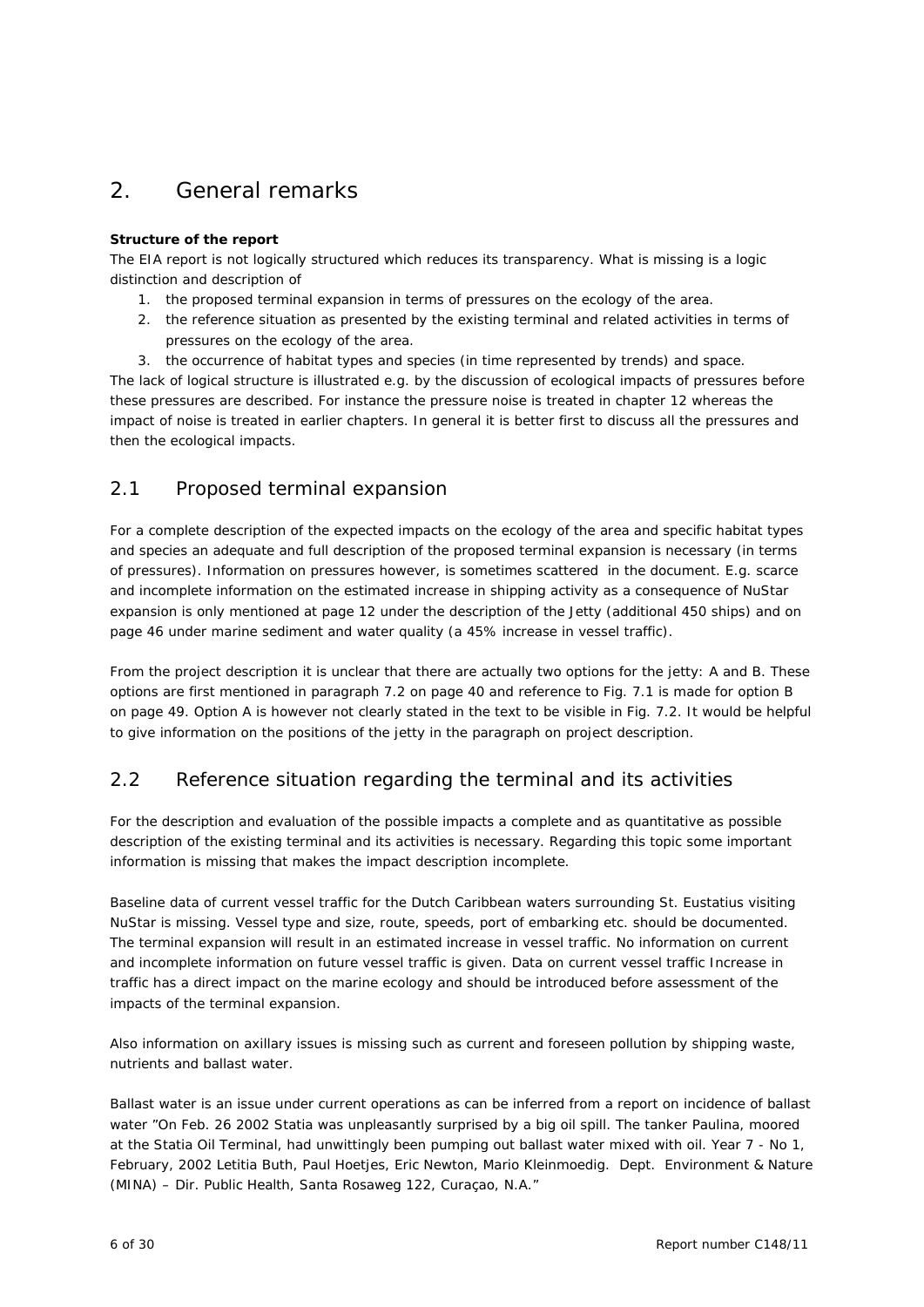# 2. General remarks

**Structure of the report**

The EIA report is not logically structured which reduces its transparency. What is missing is a logic distinction and description of

1. the proposed terminal expansion in terms of pressures on the ecology of the area.
2. the reference situation as presented by the existing terminal and related activities in terms of pressures on the ecology of the area.
3. the occurrence of habitat types and species (in time represented by trends) and space.

The lack of logical structure is illustrated e.g. by the discussion of ecological impacts of pressures before these pressures are described. For instance the pressure noise is treated in chapter 12 whereas the impact of noise is treated in earlier chapters. In general it is better first to discuss all the pressures and then the ecological impacts.

## 2.1 Proposed terminal expansion

For a complete description of the expected impacts on the ecology of the area and specific habitat types and species an adequate and full description of the proposed terminal expansion is necessary (in terms of pressures). Information on pressures however, is sometimes scattered in the document. E.g. scarce and incomplete information on the estimated increase in shipping activity as a consequence of NuStar expansion is only mentioned at page 12 under the description of the Jetty (additional 450 ships) and on page 46 under marine sediment and water quality (a 45% increase in vessel traffic).

From the project description it is unclear that there are actually two options for the jetty: A and B. These options are first mentioned in paragraph 7.2 on page 40 and reference to Fig. 7.1 is made for option B on page 49. Option A is however not clearly stated in the text to be visible in Fig. 7.2. It would be helpful to give information on the positions of the jetty in the paragraph on project description.

## 2.2 Reference situation regarding the terminal and its activities

For the description and evaluation of the possible impacts a complete and as quantitative as possible description of the existing terminal and its activities is necessary. Regarding this topic some important information is missing that makes the impact description incomplete.

Baseline data of current vessel traffic for the Dutch Caribbean waters surrounding St. Eustatius visiting NuStar is missing. Vessel type and size, route, speeds, port of embarking etc. should be documented. The terminal expansion will result in an estimated increase in vessel traffic. No information on current and incomplete information on future vessel traffic is given. Data on current vessel traffic Increase in traffic has a direct impact on the marine ecology and should be introduced before assessment of the impacts of the terminal expansion.

Also information on axillary issues is missing such as current and foreseen pollution by shipping waste, nutrients and ballast water.

Ballast water is an issue under current operations as can be inferred from a report on incidence of ballast water "On Feb. 26 2002 Statia was unpleasantly surprised by a big oil spill. The tanker Paulina, moored at the Statia Oil Terminal, had unwittingly been pumping out ballast water mixed with oil. Year 7 - No 1, February, 2002 Letitia Buth, Paul Hoetjes, Eric Newton, Mario Kleinmoedig. Dept. Environment & Nature (MINA) – Dir. Public Health, Santa Rosaweg 122, Curaçao, N.A."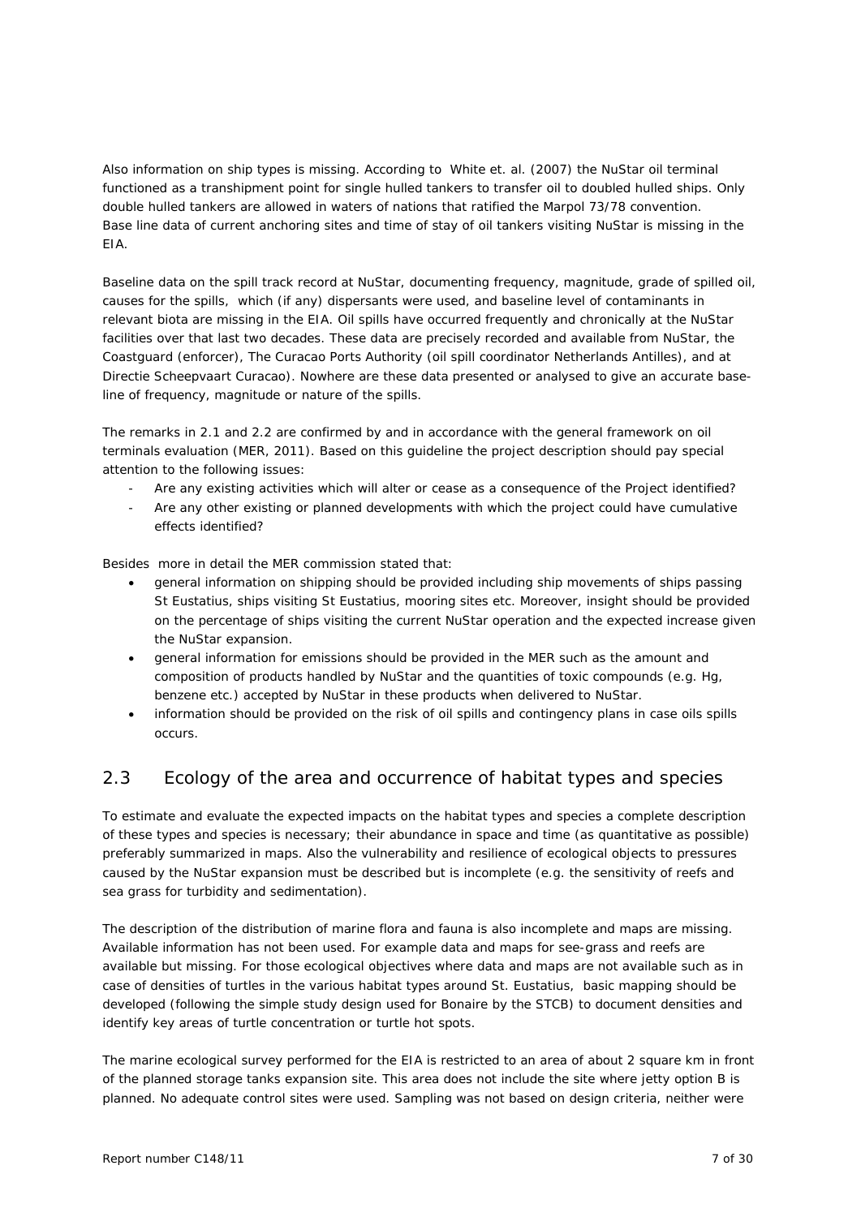Also information on ship types is missing. According to White et. al. (2007) the NuStar oil terminal functioned as a transhipment point for single hulled tankers to transfer oil to doubled hulled ships. Only double hulled tankers are allowed in waters of nations that ratified the Marpol 73/78 convention. Base line data of current anchoring sites and time of stay of oil tankers visiting NuStar is missing in the EIA.

Baseline data on the spill track record at NuStar, documenting frequency, magnitude, grade of spilled oil, causes for the spills, which (if any) dispersants were used, and baseline level of contaminants in relevant biota are missing in the EIA. Oil spills have occurred frequently and chronically at the NuStar facilities over that last two decades. These data are precisely recorded and available from NuStar, the Coastguard (enforcer), The Curacao Ports Authority (oil spill coordinator Netherlands Antilles), and at Directie Scheepvaart Curacao). Nowhere are these data presented or analysed to give an accurate base-line of frequency, magnitude or nature of the spills.

The remarks in 2.1 and 2.2 are confirmed by and in accordance with the general framework on oil terminals evaluation (MER, 2011). Based on this guideline the project description should pay special attention to the following issues:

- Are any existing activities which will alter or cease as a consequence of the Project identified?
- Are any other existing or planned developments with which the project could have cumulative effects identified?

Besides more in detail the MER commission stated that:

- general information on shipping should be provided including ship movements of ships passing St Eustatius, ships visiting St Eustatius, mooring sites etc. Moreover, insight should be provided on the percentage of ships visiting the current NuStar operation and the expected increase given the NuStar expansion.
- general information for emissions should be provided in the MER such as the amount and composition of products handled by NuStar and the quantities of toxic compounds (e.g. Hg, benzene etc.) accepted by NuStar in these products when delivered to NuStar.
- information should be provided on the risk of oil spills and contingency plans in case oils spills occurs.

## 2.3 Ecology of the area and occurrence of habitat types and species

To estimate and evaluate the expected impacts on the habitat types and species a complete description of these types and species is necessary; their abundance in space and time (as quantitative as possible) preferably summarized in maps. Also the vulnerability and resilience of ecological objects to pressures caused by the NuStar expansion must be described but is incomplete (e.g. the sensitivity of reefs and sea grass for turbidity and sedimentation).

The description of the distribution of marine flora and fauna is also incomplete and maps are missing. Available information has not been used. For example data and maps for see-grass and reefs are available but missing. For those ecological objectives where data and maps are not available such as in case of densities of turtles in the various habitat types around St. Eustatius, basic mapping should be developed (following the simple study design used for Bonaire by the STCB) to document densities and identify key areas of turtle concentration or turtle hot spots.

The marine ecological survey performed for the EIA is restricted to an area of about 2 square km in front of the planned storage tanks expansion site. This area does not include the site where jetty option B is planned. No adequate control sites were used. Sampling was not based on design criteria, neither were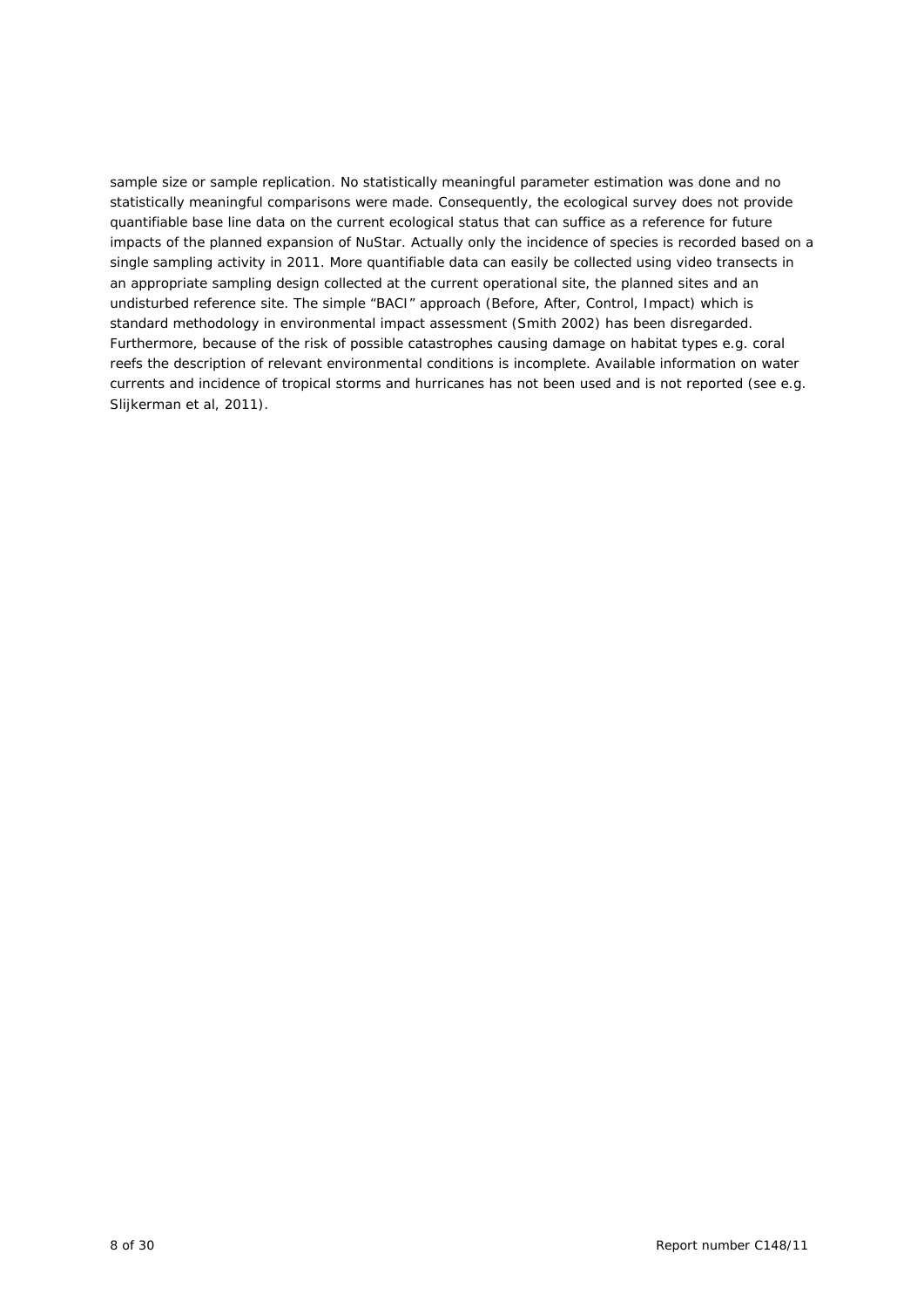sample size or sample replication. No statistically meaningful parameter estimation was done and no statistically meaningful comparisons were made. Consequently, the ecological survey does not provide quantifiable base line data on the current ecological status that can suffice as a reference for future impacts of the planned expansion of NuStar. Actually only the incidence of species is recorded based on a single sampling activity in 2011. More quantifiable data can easily be collected using video transects in an appropriate sampling design collected at the current operational site, the planned sites and an undisturbed reference site. The simple "BACI" approach (Before, After, Control, Impact) which is standard methodology in environmental impact assessment (Smith 2002) has been disregarded. Furthermore, because of the risk of possible catastrophes causing damage on habitat types e.g. coral reefs the description of relevant environmental conditions is incomplete. Available information on water currents and incidence of tropical storms and hurricanes has not been used and is not reported (see e.g. Slijkerman et al, 2011).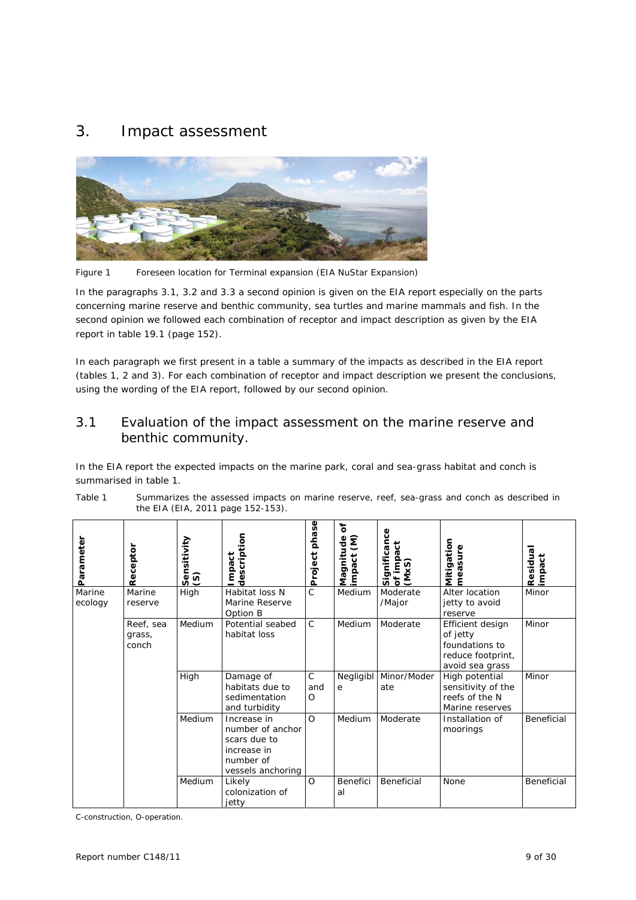# 3. Impact assessment

Figure 1 Foreseen location for Terminal expansion (EIA NuStar Expansion)

In the paragraphs 3.1, 3.2 and 3.3 a second opinion is given on the EIA report especially on the parts concerning marine reserve and benthic community, sea turtles and marine mammals and fish. In the second opinion we followed each combination of receptor and impact description as given by the EIA report in table 19.1 (page 152).

In each paragraph we first present in a table a summary of the impacts as described in the EIA report (tables 1, 2 and 3). For each combination of receptor and impact description we present the conclusions, using the wording of the EIA report, followed by our second opinion.

## 3.1 Evaluation of the impact assessment on the marine reserve and benthic community.

In the EIA report the expected impacts on the marine park, coral and sea-grass habitat and conch is summarised in table 1.

Table 1 Summarizes the assessed impacts on marine reserve, reef, sea-grass and conch as described in the EIA (EIA, 2011 page 152-153).

| Parameter | Receptor | Sensitivity (S) | Impact description | Project phase | Magnitude of impact (M) | Significance of impact (MxS) | Mitigation measure | Residual impact |
|---|---|---|---|---|---|---|---|---|
| Marine ecology | Marine reserve | High | Habitat loss N Marine Reserve Option B | C | Medium | Moderate /Major | Alter location jetty to avoid reserve | Minor |
| | Reef, sea grass, conch | Medium | Potential seabed habitat loss | C | Medium | Moderate | Efficient design of jetty foundations to reduce footprint, avoid sea grass | Minor |
| | | High | Damage of habitats due to sedimentation and turbidity | C and O | Negligible | Minor/Moderate | High potential sensitivity of the reefs of the N Marine reserves | Minor |
| | | Medium | Increase in number of anchor scars due to increase in number of vessels anchoring | O | Medium | Moderate | Installation of moorings | Beneficial |
| | | Medium | Likely colonization of jetty | O | Beneficial | Beneficial | None | Beneficial |

C-construction, O-operation.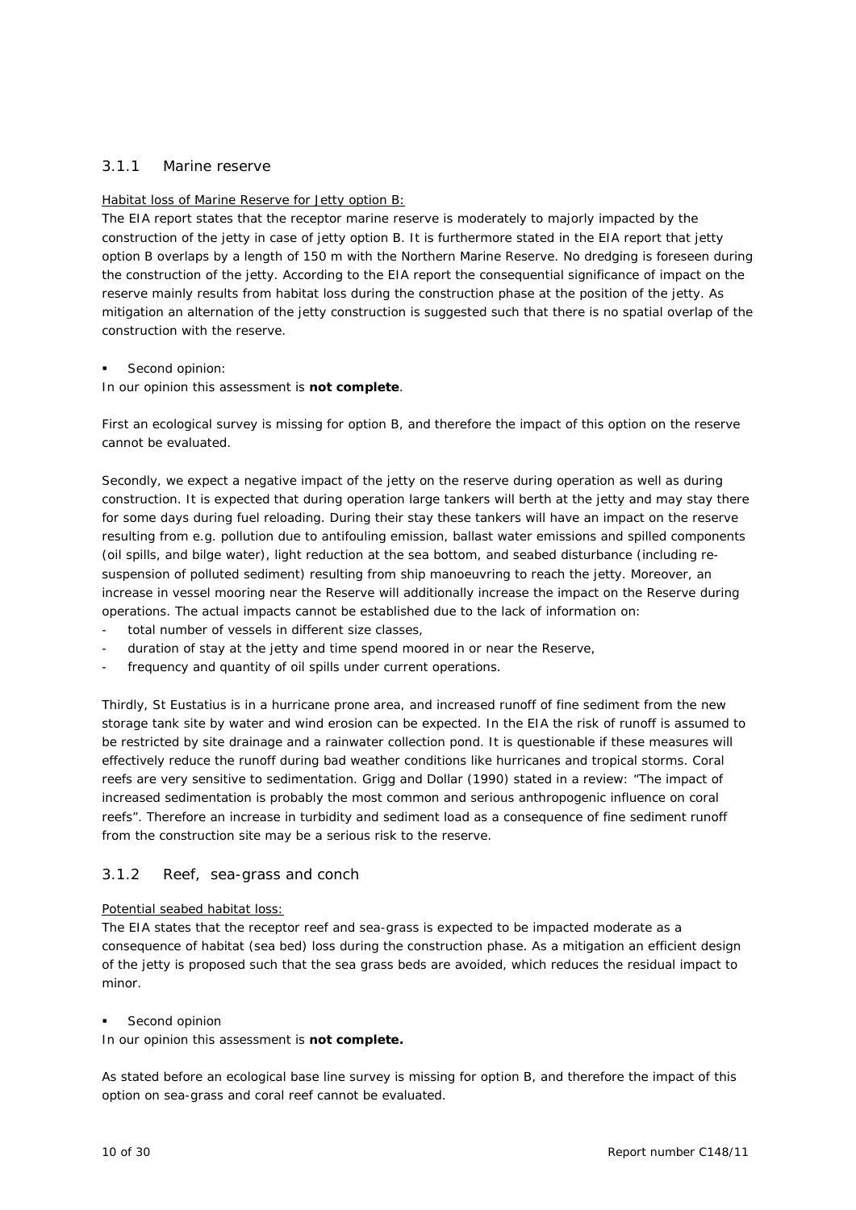### 3.1.1 Marine reserve

<u>Habitat loss of Marine Reserve for Jetty option B:</u>

The EIA report states that the receptor marine reserve is moderately to majorly impacted by the construction of the jetty in case of jetty option B. It is furthermore stated in the EIA report that jetty option B overlaps by a length of 150 m with the Northern Marine Reserve. No dredging is foreseen during the construction of the jetty. According to the EIA report the consequential significance of impact on the reserve mainly results from habitat loss during the construction phase at the position of the jetty. As mitigation an alternation of the jetty construction is suggested such that there is no spatial overlap of the construction with the reserve.

- Second opinion:

In our opinion this assessment is **not complete**.

First an ecological survey is missing for option B, and therefore the impact of this option on the reserve cannot be evaluated.

Secondly, we expect a negative impact of the jetty on the reserve during operation as well as during construction. It is expected that during operation large tankers will berth at the jetty and may stay there for some days during fuel reloading. During their stay these tankers will have an impact on the reserve resulting from e.g. pollution due to antifouling emission, ballast water emissions and spilled components (oil spills, and bilge water), light reduction at the sea bottom, and seabed disturbance (including re-suspension of polluted sediment) resulting from ship manoeuvring to reach the jetty. Moreover, an increase in vessel mooring near the Reserve will additionally increase the impact on the Reserve during operations. The actual impacts cannot be established due to the lack of information on:

- total number of vessels in different size classes,
- duration of stay at the jetty and time spend moored in or near the Reserve,
- frequency and quantity of oil spills under current operations.

Thirdly, St Eustatius is in a hurricane prone area, and increased runoff of fine sediment from the new storage tank site by water and wind erosion can be expected. In the EIA the risk of runoff is assumed to be restricted by site drainage and a rainwater collection pond. It is questionable if these measures will effectively reduce the runoff during bad weather conditions like hurricanes and tropical storms. Coral reefs are very sensitive to sedimentation. Grigg and Dollar (1990) stated in a review: "The impact of increased sedimentation is probably the most common and serious anthropogenic influence on coral reefs". Therefore an increase in turbidity and sediment load as a consequence of fine sediment runoff from the construction site may be a serious risk to the reserve.

### 3.1.2 Reef, sea-grass and conch

<u>Potential seabed habitat loss:</u>

The EIA states that the receptor reef and sea-grass is expected to be impacted moderate as a consequence of habitat (sea bed) loss during the construction phase. As a mitigation an efficient design of the jetty is proposed such that the sea grass beds are avoided, which reduces the residual impact to minor.

- Second opinion

In our opinion this assessment is **not complete.**

As stated before an ecological base line survey is missing for option B, and therefore the impact of this option on sea-grass and coral reef cannot be evaluated.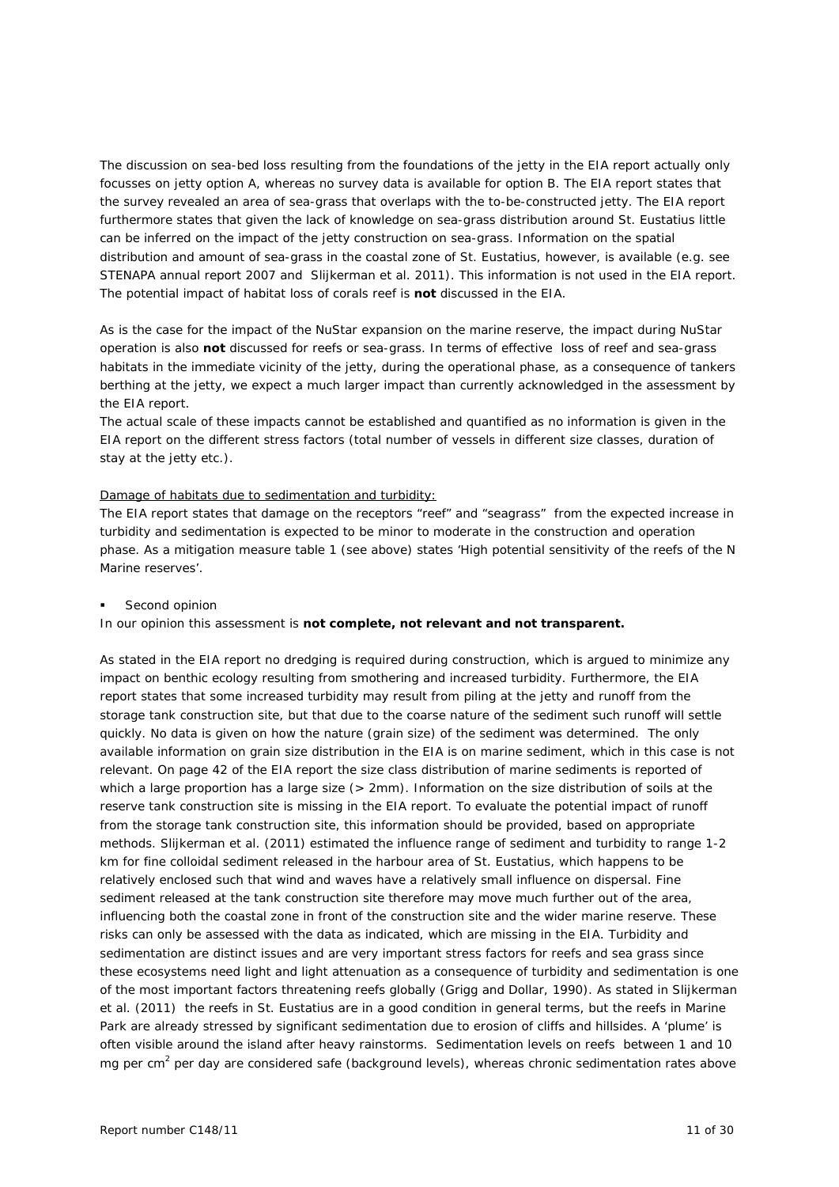The discussion on sea-bed loss resulting from the foundations of the jetty in the EIA report actually only focusses on jetty option A, whereas no survey data is available for option B. The EIA report states that the survey revealed an area of sea-grass that overlaps with the to-be-constructed jetty. The EIA report furthermore states that given the lack of knowledge on sea-grass distribution around St. Eustatius little can be inferred on the impact of the jetty construction on sea-grass. Information on the spatial distribution and amount of sea-grass in the coastal zone of St. Eustatius, however, is available (e.g. see STENAPA annual report 2007 and Slijkerman et al. 2011). This information is not used in the EIA report. The potential impact of habitat loss of corals reef is **not** discussed in the EIA.

As is the case for the impact of the NuStar expansion on the marine reserve, the impact during NuStar operation is also **not** discussed for reefs or sea-grass. In terms of effective loss of reef and sea-grass habitats in the immediate vicinity of the jetty, during the operational phase, as a consequence of tankers berthing at the jetty, we expect a much larger impact than currently acknowledged in the assessment by the EIA report.

The actual scale of these impacts cannot be established and quantified as no information is given in the EIA report on the different stress factors (total number of vessels in different size classes, duration of stay at the jetty etc.).

<u>Damage of habitats due to sedimentation and turbidity:</u>

The EIA report states that damage on the receptors "reef" and "seagrass" from the expected increase in turbidity and sedimentation is expected to be minor to moderate in the construction and operation phase. As a mitigation measure table 1 (see above) states 'High potential sensitivity of the reefs of the N Marine reserves'.

- *Second opinion*

In our opinion this assessment is **not complete, not relevant and not transparent.**

As stated in the EIA report no dredging is required during construction, which is argued to minimize any impact on benthic ecology resulting from smothering and increased turbidity. Furthermore, the EIA report states that some increased turbidity may result from piling at the jetty and runoff from the storage tank construction site, but that due to the coarse nature of the sediment such runoff will settle quickly. No data is given on how the nature (grain size) of the sediment was determined. The only available information on grain size distribution in the EIA is on marine sediment, which in this case is not relevant. On page 42 of the EIA report the size class distribution of marine sediments is reported of which a large proportion has a large size (> 2mm). Information on the size distribution of soils at the reserve tank construction site is missing in the EIA report. To evaluate the potential impact of runoff from the storage tank construction site, this information should be provided, based on appropriate methods. Slijkerman et al. (2011) estimated the influence range of sediment and turbidity to range 1-2 km for fine colloidal sediment released in the harbour area of St. Eustatius, which happens to be relatively enclosed such that wind and waves have a relatively small influence on dispersal. Fine sediment released at the tank construction site therefore may move much further out of the area, influencing both the coastal zone in front of the construction site and the wider marine reserve. These risks can only be assessed with the data as indicated, which are missing in the EIA. Turbidity and sedimentation are distinct issues and are very important stress factors for reefs and sea grass since these ecosystems need light and light attenuation as a consequence of turbidity and sedimentation is one of the most important factors threatening reefs globally (Grigg and Dollar, 1990). As stated in Slijkerman et al. (2011) the reefs in St. Eustatius are in a good condition in general terms, but the reefs in Marine Park are already stressed by significant sedimentation due to erosion of cliffs and hillsides. A 'plume' is often visible around the island after heavy rainstorms. Sedimentation levels on reefs between 1 and 10 mg per $cm^2$ per day are considered safe (background levels), whereas chronic sedimentation rates above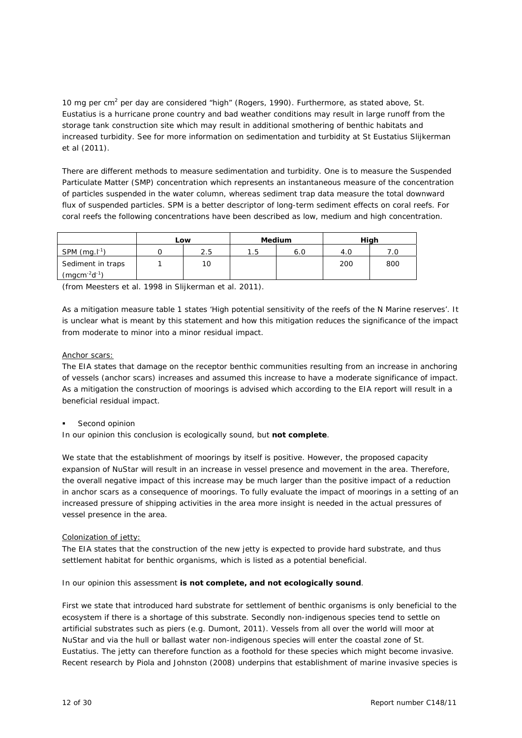10 mg per cm$^2$ per day are considered "high" (Rogers, 1990). Furthermore, as stated above, St. Eustatius is a hurricane prone country and bad weather conditions may result in large runoff from the storage tank construction site which may result in additional smothering of benthic habitats and increased turbidity. See for more information on sedimentation and turbidity at St Eustatius Slijkerman et al (2011).

There are different methods to measure sedimentation and turbidity. One is to measure the Suspended Particulate Matter (SMP) concentration which represents an instantaneous measure of the concentration of particles suspended in the water column, whereas sediment trap data measure the total downward flux of suspended particles. SPM is a better descriptor of long-term sediment effects on coral reefs. For coral reefs the following concentrations have been described as low, medium and high concentration.

| | Low | | Medium | | High | |
|---|---|---|---|---|---|---|
| SPM (mg.l$^{-1}$) | 0 | 2.5 | 1.5 | 6.0 | 4.0 | 7.0 |
| Sediment in traps (mgcm$^{-2}$d$^{-1}$) | 1 | 10 | | | 200 | 800 |

(from Meesters et al. 1998 in Slijkerman et al. 2011).

As a mitigation measure table 1 states 'High potential sensitivity of the reefs of the N Marine reserves'. It is unclear what is meant by this statement and how this mitigation reduces the significance of the impact from moderate to minor into a minor residual impact.

Anchor scars:

The EIA states that damage on the receptor benthic communities resulting from an increase in anchoring of vessels (anchor scars) increases and assumed this increase to have a moderate significance of impact. As a mitigation the construction of moorings is advised which according to the EIA report will result in a beneficial residual impact.

- *Second opinion*

*In our opinion this conclusion is ecologically sound, but* ***not complete****.*

We state that the establishment of moorings by itself is positive. However, the proposed capacity expansion of NuStar will result in an increase in vessel presence and movement in the area. Therefore, the overall negative impact of this increase may be much larger than the positive impact of a reduction in anchor scars as a consequence of moorings. To fully evaluate the impact of moorings in a setting of an increased pressure of shipping activities in the area more insight is needed in the actual pressures of vessel presence in the area.

Colonization of jetty:

The EIA states that the construction of the new jetty is expected to provide hard substrate, and thus settlement habitat for benthic organisms, which is listed as a potential beneficial.

*In our opinion this assessment* ***is not complete, and not ecologically sound****.*

First we state that introduced hard substrate for settlement of benthic organisms is only beneficial to the ecosystem if there is a shortage of this substrate. Secondly non-indigenous species tend to settle on artificial substrates such as piers (e.g. Dumont, 2011). Vessels from all over the world will moor at NuStar and via the hull or ballast water non-indigenous species will enter the coastal zone of St. Eustatius. The jetty can therefore function as a foothold for these species which might become invasive. Recent research by Piola and Johnston (2008) underpins that establishment of marine invasive species is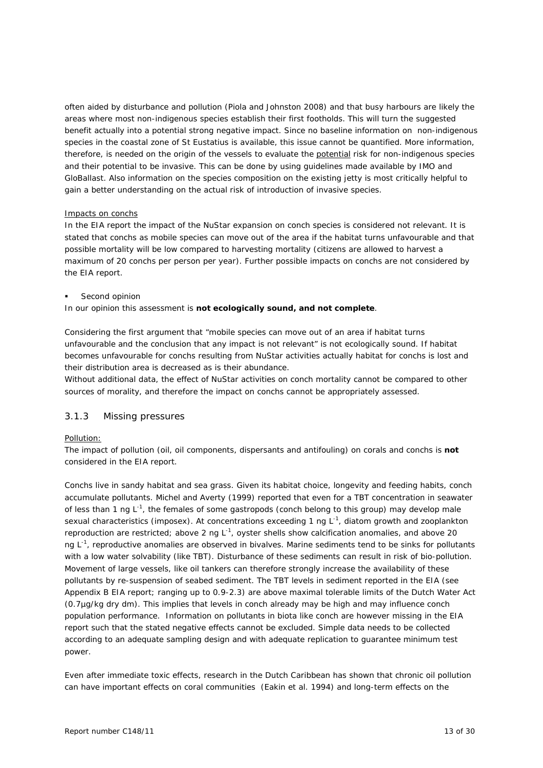often aided by disturbance and pollution (Piola and Johnston 2008) and that busy harbours are likely the areas where most non-indigenous species establish their first footholds. This will turn the suggested benefit actually into a potential strong negative impact. Since no baseline information on non-indigenous species in the coastal zone of St Eustatius is available, this issue cannot be quantified. More information, therefore, is needed on the origin of the vessels to evaluate the potential risk for non-indigenous species and their potential to be invasive. This can be done by using guidelines made available by IMO and GloBallast. Also information on the species composition on the existing jetty is most critically helpful to gain a better understanding on the actual risk of introduction of invasive species.

Impacts on conchs

In the EIA report the impact of the NuStar expansion on conch species is considered not relevant. It is stated that conchs as mobile species can move out of the area if the habitat turns unfavourable and that possible mortality will be low compared to harvesting mortality (citizens are allowed to harvest a maximum of 20 conchs per person per year). Further possible impacts on conchs are not considered by the EIA report.

- *Second opinion*

In our opinion this assessment is **not ecologically sound, and not complete**.

Considering the first argument that "mobile species can move out of an area if habitat turns unfavourable and the conclusion that any impact is not relevant" is not ecologically sound. If habitat becomes unfavourable for conchs resulting from NuStar activities actually habitat for conchs is lost and their distribution area is decreased as is their abundance.
Without additional data, the effect of NuStar activities on conch mortality cannot be compared to other sources of morality, and therefore the impact on conchs cannot be appropriately assessed.

### 3.1.3 Missing pressures

Pollution:

The impact of pollution (oil, oil components, dispersants and antifouling) on corals and conchs is **not** considered in the EIA report.

Conchs live in sandy habitat and sea grass. Given its habitat choice, longevity and feeding habits, conch accumulate pollutants. Michel and Averty (1999) reported that even for a TBT concentration in seawater of less than 1 ng $L^{-1}$, the females of some gastropods (conch belong to this group) may develop male sexual characteristics (imposex). At concentrations exceeding 1 ng $L^{-1}$, diatom growth and zooplankton reproduction are restricted; above 2 ng $L^{-1}$, oyster shells show calcification anomalies, and above 20 ng $L^{-1}$, reproductive anomalies are observed in bivalves. Marine sediments tend to be sinks for pollutants with a low water solvability (like TBT). Disturbance of these sediments can result in risk of bio-pollution. Movement of large vessels, like oil tankers can therefore strongly increase the availability of these pollutants by re-suspension of seabed sediment. The TBT levels in sediment reported in the EIA (see Appendix B EIA report; ranging up to 0.9-2.3) are above maximal tolerable limits of the Dutch Water Act (0.7µg/kg dry dm). This implies that levels in conch already may be high and may influence conch population performance. Information on pollutants in biota like conch are however missing in the EIA report such that the stated negative effects cannot be excluded. Simple data needs to be collected according to an adequate sampling design and with adequate replication to guarantee minimum test power.

Even after immediate toxic effects, research in the Dutch Caribbean has shown that chronic oil pollution can have important effects on coral communities (Eakin et al. 1994) and long-term effects on the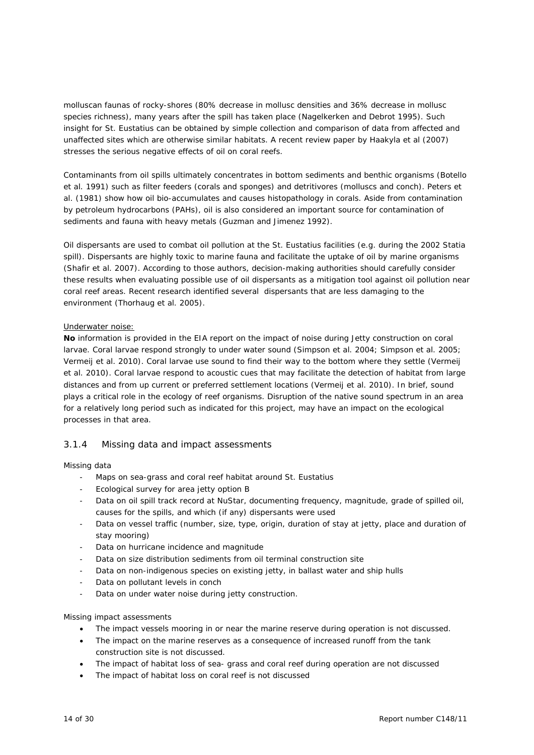molluscan faunas of rocky-shores (80% decrease in mollusc densities and 36% decrease in mollusc species richness), many years after the spill has taken place (Nagelkerken and Debrot 1995). Such insight for St. Eustatius can be obtained by simple collection and comparison of data from affected and unaffected sites which are otherwise similar habitats. A recent review paper by Haakyla et al (2007) stresses the serious negative effects of oil on coral reefs.

Contaminants from oil spills ultimately concentrates in bottom sediments and benthic organisms (Botello et al. 1991) such as filter feeders (corals and sponges) and detritivores (molluscs and conch). Peters et al. (1981) show how oil bio-accumulates and causes histopathology in corals. Aside from contamination by petroleum hydrocarbons (PAHs), oil is also considered an important source for contamination of sediments and fauna with heavy metals (Guzman and Jimenez 1992).

Oil dispersants are used to combat oil pollution at the St. Eustatius facilities (e.g. during the 2002 Statia spill). Dispersants are highly toxic to marine fauna and facilitate the uptake of oil by marine organisms (Shafir et al. 2007). According to those authors, decision-making authorities should carefully consider these results when evaluating possible use of oil dispersants as a mitigation tool against oil pollution near coral reef areas. Recent research identified several dispersants that are less damaging to the environment (Thorhaug et al. 2005).

Underwater noise:

**No** information is provided in the EIA report on the impact of noise during Jetty construction on coral larvae. Coral larvae respond strongly to under water sound (Simpson et al. 2004; Simpson et al. 2005; Vermeij et al. 2010). Coral larvae use sound to find their way to the bottom where they settle (Vermeij et al. 2010). Coral larvae respond to acoustic cues that may facilitate the detection of habitat from large distances and from up current or preferred settlement locations (Vermeij et al. 2010). In brief, sound plays a critical role in the ecology of reef organisms. Disruption of the native sound spectrum in an area for a relatively long period such as indicated for this project, may have an impact on the ecological processes in that area.

### 3.1.4 Missing data and impact assessments

Missing data

- Maps on sea-grass and coral reef habitat around St. Eustatius
- Ecological survey for area jetty option B
- Data on oil spill track record at NuStar, documenting frequency, magnitude, grade of spilled oil, causes for the spills, and which (if any) dispersants were used
- Data on vessel traffic (number, size, type, origin, duration of stay at jetty, place and duration of stay mooring)
- Data on hurricane incidence and magnitude
- Data on size distribution sediments from oil terminal construction site
- Data on non-indigenous species on existing jetty, in ballast water and ship hulls
- Data on pollutant levels in conch
- Data on under water noise during jetty construction.

Missing impact assessments

- The impact vessels mooring in or near the marine reserve during operation is not discussed.
- The impact on the marine reserves as a consequence of increased runoff from the tank construction site is not discussed.
- The impact of habitat loss of sea- grass and coral reef during operation are not discussed
- The impact of habitat loss on coral reef is not discussed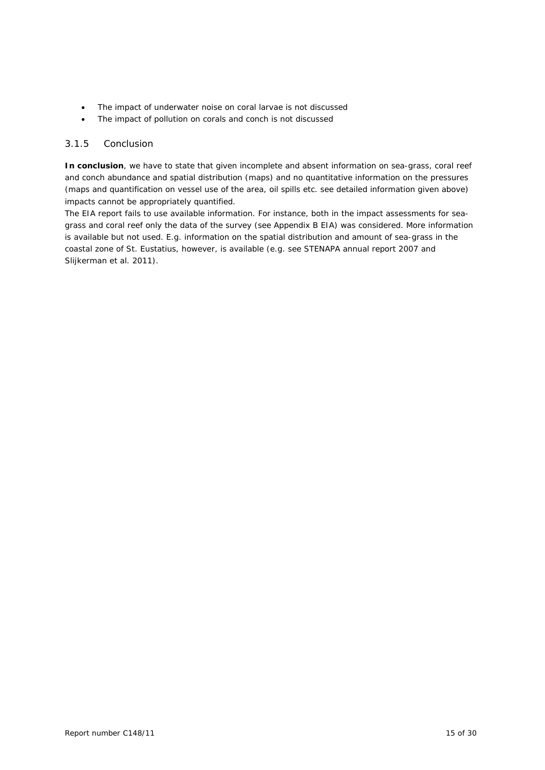- The impact of underwater noise on coral larvae is not discussed
- The impact of pollution on corals and conch is not discussed

### 3.1.5 Conclusion

**In conclusion**, we have to state that given incomplete and absent information on sea-grass, coral reef and conch abundance and spatial distribution (maps) and no quantitative information on the pressures (maps and quantification on vessel use of the area, oil spills etc. see detailed information given above) impacts cannot be appropriately quantified.

The EIA report fails to use available information. For instance, both in the impact assessments for sea-grass and coral reef only the data of the survey (see Appendix B EIA) was considered. More information is available but not used. E.g. information on the spatial distribution and amount of sea-grass in the coastal zone of St. Eustatius, however, is available (e.g. see STENAPA annual report 2007 and Slijkerman et al. 2011).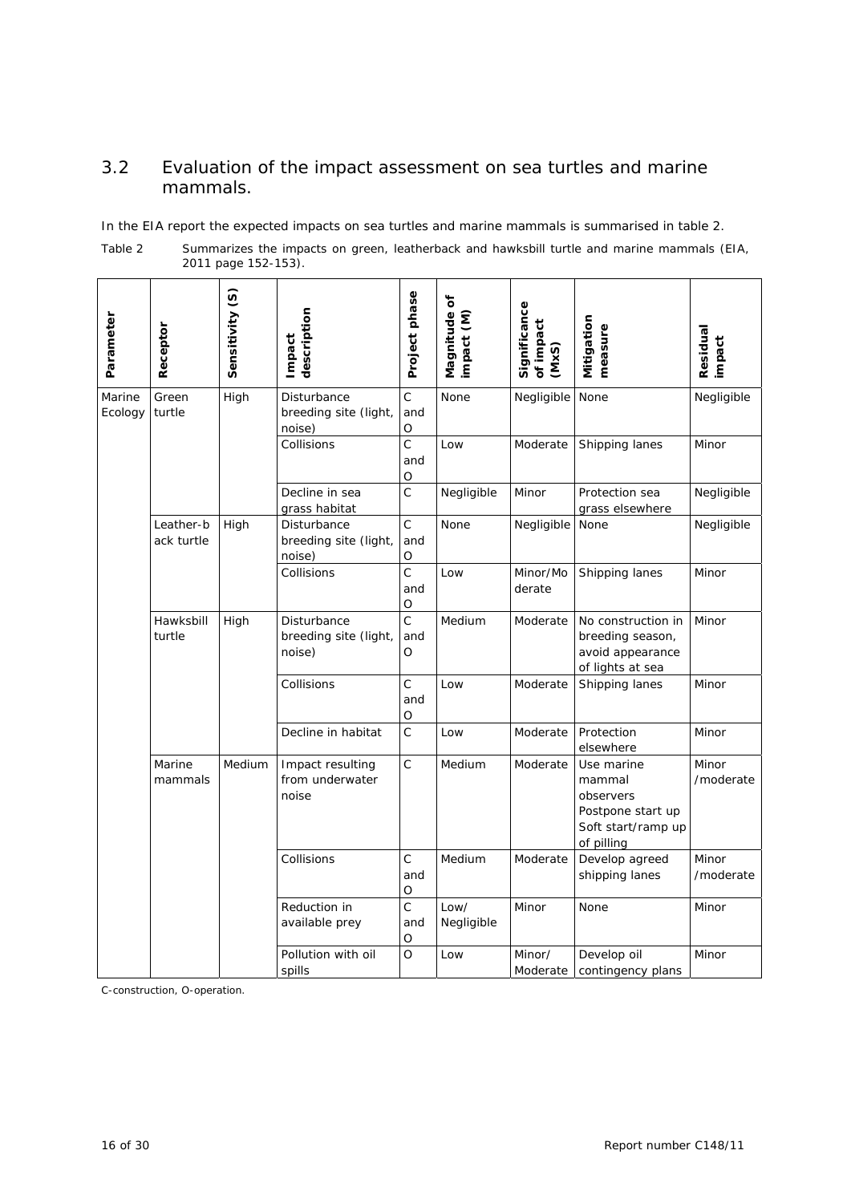## 3.2 Evaluation of the impact assessment on sea turtles and marine mammals.

In the EIA report the expected impacts on sea turtles and marine mammals is summarised in table 2.

Table 2 Summarizes the impacts on green, leatherback and hawksbill turtle and marine mammals (EIA, 2011 page 152-153).

| **Parameter** | **Receptor** | **Sensitivity (S)** | **Impact description** | **Project phase** | **Magnitude of impact (M)** | **Significance of impact (MxS)** | **Mitigation measure** | **Residual impact** |
|---|---|---|---|---|---|---|---|---|
| Marine Ecology | Green turtle | High | Disturbance breeding site (light, noise) | C and O | None | Negligible | None | Negligible |
| | | | Collisions | C and O | Low | Moderate | Shipping lanes | Minor |
| | | | Decline in sea grass habitat | C | Negligible | Minor | Protection sea grass elsewhere | Negligible |
| | Leather-back turtle | High | Disturbance breeding site (light, noise) | C and O | None | Negligible | None | Negligible |
| | | | Collisions | C and O | Low | Minor/Moderate | Shipping lanes | Minor |
| | Hawksbill turtle | High | Disturbance breeding site (light, noise) | C and O | Medium | Moderate | No construction in breeding season, avoid appearance of lights at sea | Minor |
| | | | Collisions | C and O | Low | Moderate | Shipping lanes | Minor |
| | | | Decline in habitat | C | Low | Moderate | Protection elsewhere | Minor |
| | Marine mammals | Medium | Impact resulting from underwater noise | C | Medium | Moderate | Use marine mammal observers<br>Postpone start up<br>Soft start/ramp up of pilling | Minor /moderate |
| | | | Collisions | C and O | Medium | Moderate | Develop agreed shipping lanes | Minor /moderate |
| | | | Reduction in available prey | C and O | Low/ Negligible | Minor | None | Minor |
| | | | Pollution with oil spills | O | Low | Minor/ Moderate | Develop oil contingency plans | Minor |

C-construction, O-operation.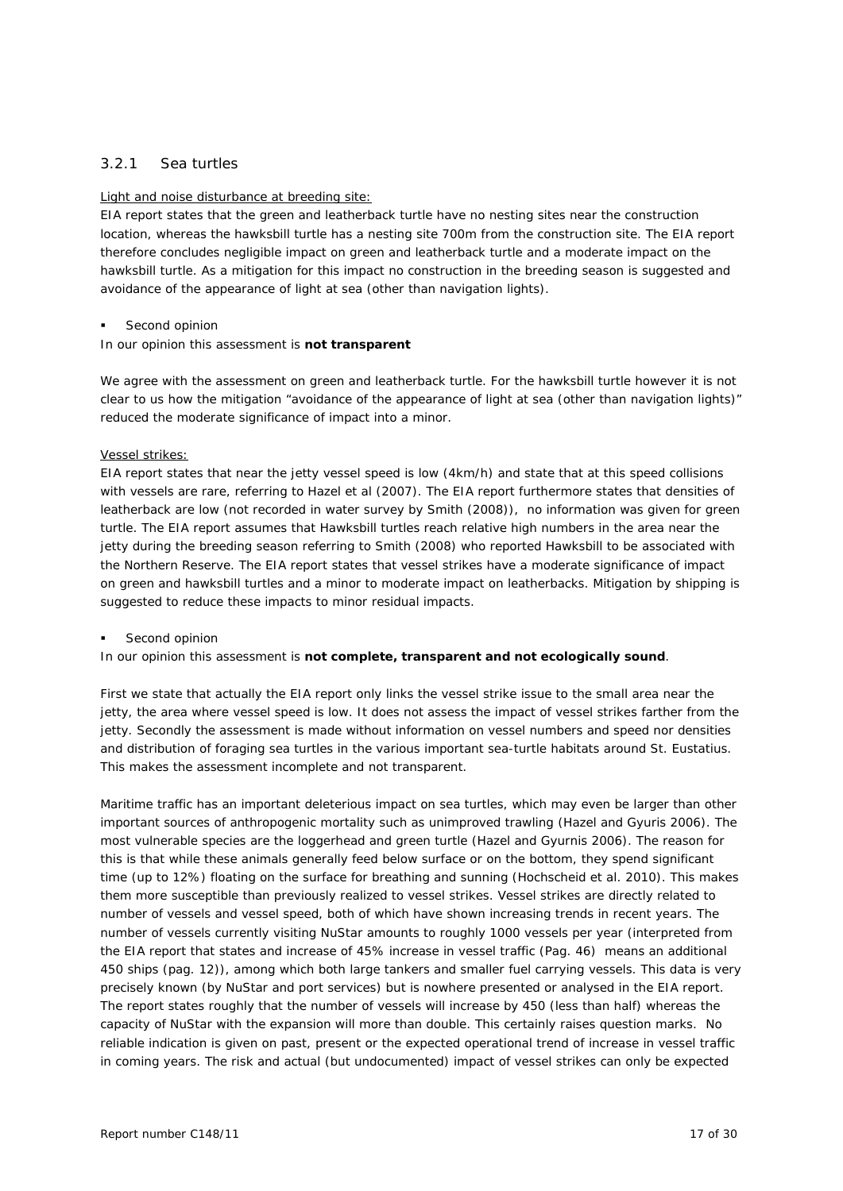### 3.2.1 Sea turtles

Light and noise disturbance at breeding site:

EIA report states that the green and leatherback turtle have no nesting sites near the construction location, whereas the hawksbill turtle has a nesting site 700m from the construction site. The EIA report therefore concludes negligible impact on green and leatherback turtle and a moderate impact on the hawksbill turtle. As a mitigation for this impact no construction in the breeding season is suggested and avoidance of the appearance of light at sea (other than navigation lights).

- Second opinion

In our opinion this assessment is **not transparent**

We agree with the assessment on green and leatherback turtle. For the hawksbill turtle however it is not clear to us how the mitigation "avoidance of the appearance of light at sea (other than navigation lights)" reduced the moderate significance of impact into a minor.

Vessel strikes:

EIA report states that near the jetty vessel speed is low (4km/h) and state that at this speed collisions with vessels are rare, referring to Hazel et al (2007). The EIA report furthermore states that densities of leatherback are low (not recorded in water survey by Smith (2008)), no information was given for green turtle. The EIA report assumes that Hawksbill turtles reach relative high numbers in the area near the jetty during the breeding season referring to Smith (2008) who reported Hawksbill to be associated with the Northern Reserve. The EIA report states that vessel strikes have a moderate significance of impact on green and hawksbill turtles and a minor to moderate impact on leatherbacks. Mitigation by shipping is suggested to reduce these impacts to minor residual impacts.

- Second opinion

In our opinion this assessment is **not complete, transparent and not ecologically sound**.

First we state that actually the EIA report only links the vessel strike issue to the small area near the jetty, the area where vessel speed is low. It does not assess the impact of vessel strikes farther from the jetty. Secondly the assessment is made without information on vessel numbers and speed nor densities and distribution of foraging sea turtles in the various important sea-turtle habitats around St. Eustatius. This makes the assessment incomplete and not transparent.

Maritime traffic has an important deleterious impact on sea turtles, which may even be larger than other important sources of anthropogenic mortality such as unimproved trawling (Hazel and Gyuris 2006). The most vulnerable species are the loggerhead and green turtle (Hazel and Gyurnis 2006). The reason for this is that while these animals generally feed below surface or on the bottom, they spend significant time (up to 12%) floating on the surface for breathing and sunning (Hochscheid et al. 2010). This makes them more susceptible than previously realized to vessel strikes. Vessel strikes are directly related to number of vessels and vessel speed, both of which have shown increasing trends in recent years. The number of vessels currently visiting NuStar amounts to roughly 1000 vessels per year (interpreted from the EIA report that states and increase of 45% increase in vessel traffic (Pag. 46) means an additional 450 ships (pag. 12)), among which both large tankers and smaller fuel carrying vessels. This data is very precisely known (by NuStar and port services) but is nowhere presented or analysed in the EIA report. The report states roughly that the number of vessels will increase by 450 (less than half) whereas the capacity of NuStar with the expansion will more than double. This certainly raises question marks. No reliable indication is given on past, present or the expected operational trend of increase in vessel traffic in coming years. The risk and actual (but undocumented) impact of vessel strikes can only be expected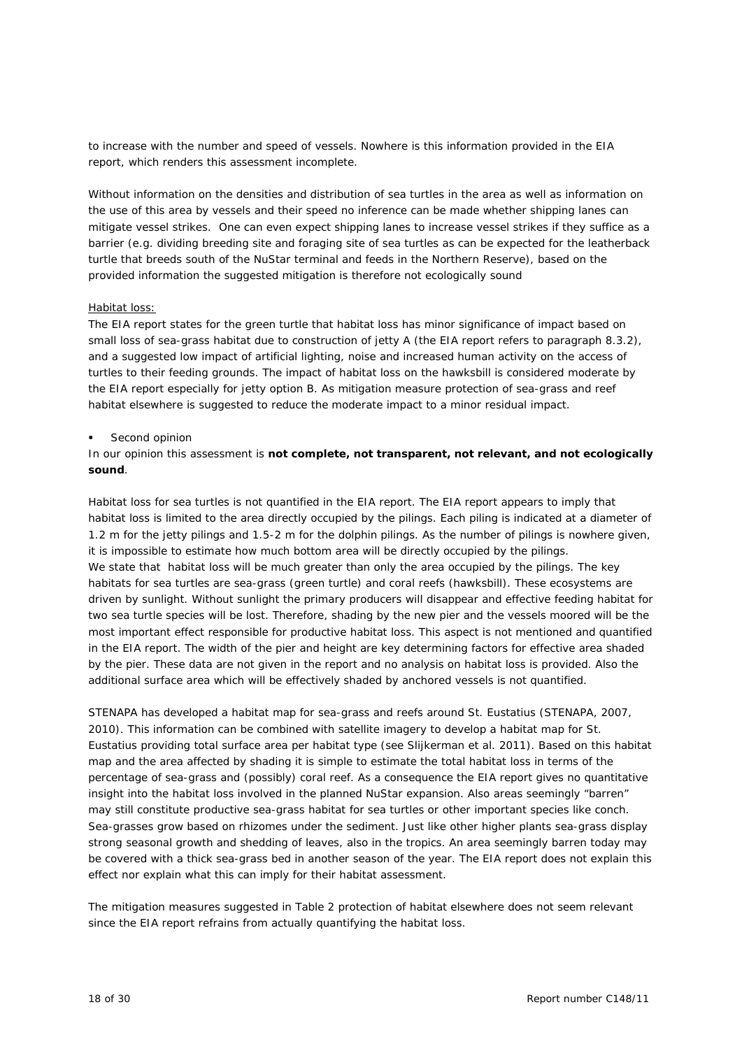to increase with the number and speed of vessels. Nowhere is this information provided in the EIA report, which renders this assessment incomplete.

Without information on the densities and distribution of sea turtles in the area as well as information on the use of this area by vessels and their speed no inference can be made whether shipping lanes can mitigate vessel strikes. One can even expect shipping lanes to increase vessel strikes if they suffice as a barrier (e.g. dividing breeding site and foraging site of sea turtles as can be expected for the leatherback turtle that breeds south of the NuStar terminal and feeds in the Northern Reserve), based on the provided information the suggested mitigation is therefore not ecologically sound

Habitat loss:

The EIA report states for the green turtle that habitat loss has minor significance of impact based on small loss of sea-grass habitat due to construction of jetty A (the EIA report refers to paragraph 8.3.2), and a suggested low impact of artificial lighting, noise and increased human activity on the access of turtles to their feeding grounds. The impact of habitat loss on the hawksbill is considered moderate by the EIA report especially for jetty option B. As mitigation measure protection of sea-grass and reef habitat elsewhere is suggested to reduce the moderate impact to a minor residual impact.

- Second opinion

In our opinion this assessment is **not complete, not transparent, not relevant, and not ecologically sound**.

Habitat loss for sea turtles is not quantified in the EIA report. The EIA report appears to imply that habitat loss is limited to the area directly occupied by the pilings. Each piling is indicated at a diameter of 1.2 m for the jetty pilings and 1.5-2 m for the dolphin pilings. As the number of pilings is nowhere given, it is impossible to estimate how much bottom area will be directly occupied by the pilings.
We state that habitat loss will be much greater than only the area occupied by the pilings. The key habitats for sea turtles are sea-grass (green turtle) and coral reefs (hawksbill). These ecosystems are driven by sunlight. Without sunlight the primary producers will disappear and effective feeding habitat for two sea turtle species will be lost. Therefore, shading by the new pier and the vessels moored will be the most important effect responsible for productive habitat loss. This aspect is not mentioned and quantified in the EIA report. The width of the pier and height are key determining factors for effective area shaded by the pier. These data are not given in the report and no analysis on habitat loss is provided. Also the additional surface area which will be effectively shaded by anchored vessels is not quantified.

STENAPA has developed a habitat map for sea-grass and reefs around St. Eustatius (STENAPA, 2007, 2010). This information can be combined with satellite imagery to develop a habitat map for St. Eustatius providing total surface area per habitat type (see Slijkerman et al. 2011). Based on this habitat map and the area affected by shading it is simple to estimate the total habitat loss in terms of the percentage of sea-grass and (possibly) coral reef. As a consequence the EIA report gives no quantitative insight into the habitat loss involved in the planned NuStar expansion. Also areas seemingly "barren" may still constitute productive sea-grass habitat for sea turtles or other important species like conch. Sea-grasses grow based on rhizomes under the sediment. Just like other higher plants sea-grass display strong seasonal growth and shedding of leaves, also in the tropics. An area seemingly barren today may be covered with a thick sea-grass bed in another season of the year. The EIA report does not explain this effect nor explain what this can imply for their habitat assessment.

The mitigation measures suggested in Table 2 protection of habitat elsewhere does not seem relevant since the EIA report refrains from actually quantifying the habitat loss.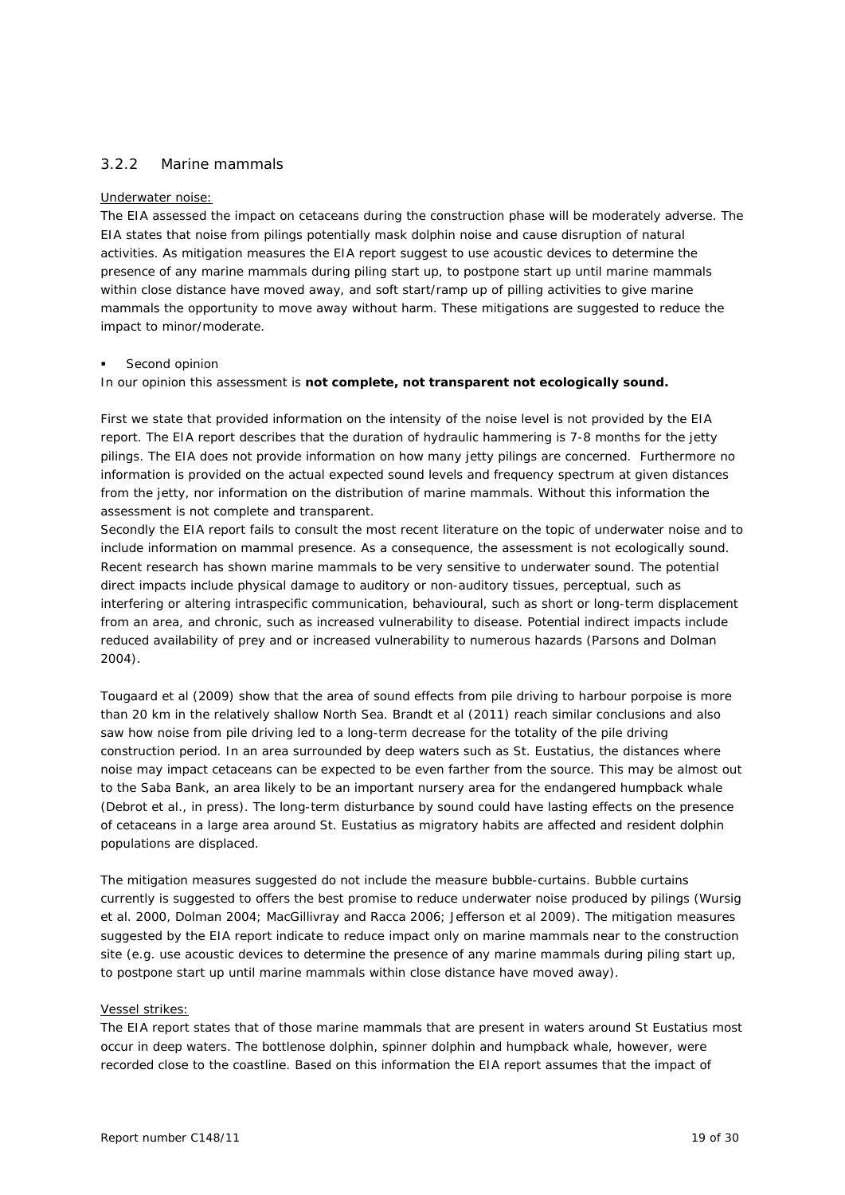### 3.2.2 Marine mammals

Underwater noise:

The EIA assessed the impact on cetaceans during the construction phase will be moderately adverse. The EIA states that noise from pilings potentially mask dolphin noise and cause disruption of natural activities. As mitigation measures the EIA report suggest to use acoustic devices to determine the presence of any marine mammals during piling start up, to postpone start up until marine mammals within close distance have moved away, and soft start/ramp up of pilling activities to give marine mammals the opportunity to move away without harm. These mitigations are suggested to reduce the impact to minor/moderate.

- Second opinion

In our opinion this assessment is **not complete, not transparent not ecologically sound.**

First we state that provided information on the intensity of the noise level is not provided by the EIA report. The EIA report describes that the duration of hydraulic hammering is 7-8 months for the jetty pilings. The EIA does not provide information on how many jetty pilings are concerned. Furthermore no information is provided on the actual expected sound levels and frequency spectrum at given distances from the jetty, nor information on the distribution of marine mammals. Without this information the assessment is not complete and transparent.

Secondly the EIA report fails to consult the most recent literature on the topic of underwater noise and to include information on mammal presence. As a consequence, the assessment is not ecologically sound. Recent research has shown marine mammals to be very sensitive to underwater sound. The potential direct impacts include physical damage to auditory or non-auditory tissues, perceptual, such as interfering or altering intraspecific communication, behavioural, such as short or long-term displacement from an area, and chronic, such as increased vulnerability to disease. Potential indirect impacts include reduced availability of prey and or increased vulnerability to numerous hazards (Parsons and Dolman 2004).

Tougaard et al (2009) show that the area of sound effects from pile driving to harbour porpoise is more than 20 km in the relatively shallow North Sea. Brandt et al (2011) reach similar conclusions and also saw how noise from pile driving led to a long-term decrease for the totality of the pile driving construction period. In an area surrounded by deep waters such as St. Eustatius, the distances where noise may impact cetaceans can be expected to be even farther from the source. This may be almost out to the Saba Bank, an area likely to be an important nursery area for the endangered humpback whale (Debrot et al., in press). The long-term disturbance by sound could have lasting effects on the presence of cetaceans in a large area around St. Eustatius as migratory habits are affected and resident dolphin populations are displaced.

The mitigation measures suggested do not include the measure bubble-curtains. Bubble curtains currently is suggested to offers the best promise to reduce underwater noise produced by pilings (Wursig et al. 2000, Dolman 2004; MacGillivray and Racca 2006; Jefferson et al 2009). The mitigation measures suggested by the EIA report indicate to reduce impact only on marine mammals near to the construction site (e.g. use acoustic devices to determine the presence of any marine mammals during piling start up, to postpone start up until marine mammals within close distance have moved away).

Vessel strikes:

The EIA report states that of those marine mammals that are present in waters around St Eustatius most occur in deep waters. The bottlenose dolphin, spinner dolphin and humpback whale, however, were recorded close to the coastline. Based on this information the EIA report assumes that the impact of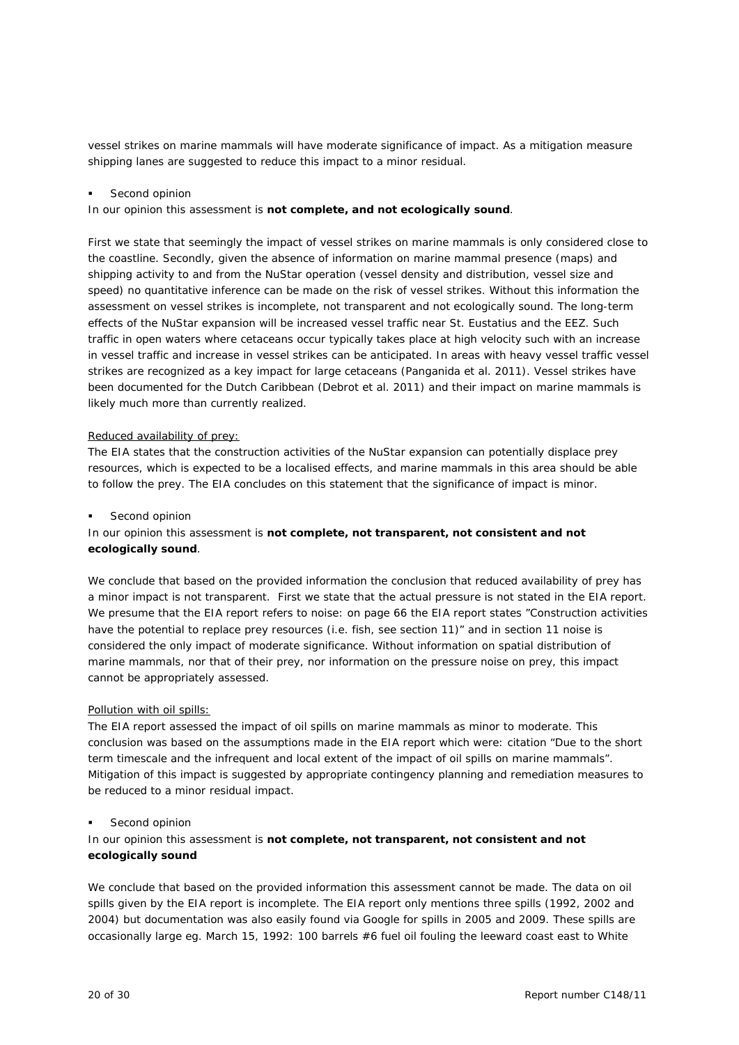vessel strikes on marine mammals will have moderate significance of impact. As a mitigation measure shipping lanes are suggested to reduce this impact to a minor residual.

- Second opinion

In our opinion this assessment is **not complete, and not ecologically sound**.

First we state that seemingly the impact of vessel strikes on marine mammals is only considered close to the coastline. Secondly, given the absence of information on marine mammal presence (maps) and shipping activity to and from the NuStar operation (vessel density and distribution, vessel size and speed) no quantitative inference can be made on the risk of vessel strikes. Without this information the assessment on vessel strikes is incomplete, not transparent and not ecologically sound. The long-term effects of the NuStar expansion will be increased vessel traffic near St. Eustatius and the EEZ. Such traffic in open waters where cetaceans occur typically takes place at high velocity such with an increase in vessel traffic and increase in vessel strikes can be anticipated. In areas with heavy vessel traffic vessel strikes are recognized as a key impact for large cetaceans (Panganida et al. 2011). Vessel strikes have been documented for the Dutch Caribbean (Debrot et al. 2011) and their impact on marine mammals is likely much more than currently realized.

<u>Reduced availability of prey:</u>

The EIA states that the construction activities of the NuStar expansion can potentially displace prey resources, which is expected to be a localised effects, and marine mammals in this area should be able to follow the prey. The EIA concludes on this statement that the significance of impact is minor.

- Second opinion

In our opinion this assessment is **not complete, not transparent, not consistent and not ecologically sound**.

We conclude that based on the provided information the conclusion that reduced availability of prey has a minor impact is not transparent. First we state that the actual pressure is not stated in the EIA report. We presume that the EIA report refers to noise: on page 66 the EIA report states "Construction activities have the potential to replace prey resources (i.e. fish, see section 11)" and in section 11 noise is considered the only impact of moderate significance. Without information on spatial distribution of marine mammals, nor that of their prey, nor information on the pressure noise on prey, this impact cannot be appropriately assessed.

<u>Pollution with oil spills:</u>

The EIA report assessed the impact of oil spills on marine mammals as minor to moderate. This conclusion was based on the assumptions made in the EIA report which were: citation "Due to the short term timescale and the infrequent and local extent of the impact of oil spills on marine mammals". Mitigation of this impact is suggested by appropriate contingency planning and remediation measures to be reduced to a minor residual impact.

- Second opinion

In our opinion this assessment is **not complete, not transparent, not consistent and not ecologically sound**

We conclude that based on the provided information this assessment cannot be made. The data on oil spills given by the EIA report is incomplete. The EIA report only mentions three spills (1992, 2002 and 2004) but documentation was also easily found via Google for spills in 2005 and 2009. These spills are occasionally large eg. March 15, 1992: 100 barrels #6 fuel oil fouling the leeward coast east to White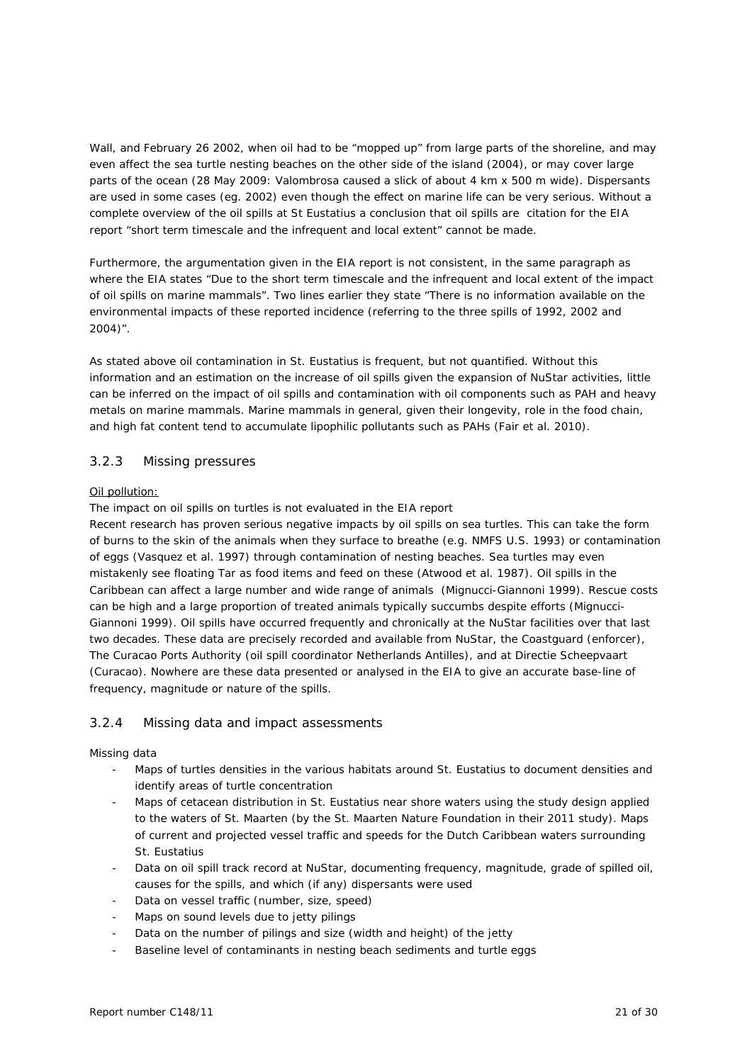Wall, and February 26 2002, when oil had to be "mopped up" from large parts of the shoreline, and may even affect the sea turtle nesting beaches on the other side of the island (2004), or may cover large parts of the ocean (28 May 2009: Valombrosa caused a slick of about 4 km x 500 m wide). Dispersants are used in some cases (eg. 2002) even though the effect on marine life can be very serious. Without a complete overview of the oil spills at St Eustatius a conclusion that oil spills are citation for the EIA report "short term timescale and the infrequent and local extent" cannot be made.

Furthermore, the argumentation given in the EIA report is not consistent, in the same paragraph as where the EIA states "Due to the short term timescale and the infrequent and local extent of the impact of oil spills on marine mammals". Two lines earlier they state "There is no information available on the environmental impacts of these reported incidence (referring to the three spills of 1992, 2002 and 2004)".

As stated above oil contamination in St. Eustatius is frequent, but not quantified. Without this information and an estimation on the increase of oil spills given the expansion of NuStar activities, little can be inferred on the impact of oil spills and contamination with oil components such as PAH and heavy metals on marine mammals. Marine mammals in general, given their longevity, role in the food chain, and high fat content tend to accumulate lipophilic pollutants such as PAHs (Fair et al. 2010).

### 3.2.3 Missing pressures

<u>Oil pollution:</u>

The impact on oil spills on turtles is not evaluated in the EIA report

Recent research has proven serious negative impacts by oil spills on sea turtles. This can take the form of burns to the skin of the animals when they surface to breathe (e.g. NMFS U.S. 1993) or contamination of eggs (Vasquez et al. 1997) through contamination of nesting beaches. Sea turtles may even mistakenly see floating Tar as food items and feed on these (Atwood et al. 1987). Oil spills in the Caribbean can affect a large number and wide range of animals (Mignucci-Giannoni 1999). Rescue costs can be high and a large proportion of treated animals typically succumbs despite efforts (Mignucci-Giannoni 1999). Oil spills have occurred frequently and chronically at the NuStar facilities over that last two decades. These data are precisely recorded and available from NuStar, the Coastguard (enforcer), The Curacao Ports Authority (oil spill coordinator Netherlands Antilles), and at Directie Scheepvaart (Curacao). Nowhere are these data presented or analysed in the EIA to give an accurate base-line of frequency, magnitude or nature of the spills.

### 3.2.4 Missing data and impact assessments

Missing data

- Maps of turtles densities in the various habitats around St. Eustatius to document densities and identify areas of turtle concentration
- Maps of cetacean distribution in St. Eustatius near shore waters using the study design applied to the waters of St. Maarten (by the St. Maarten Nature Foundation in their 2011 study). Maps of current and projected vessel traffic and speeds for the Dutch Caribbean waters surrounding St. Eustatius
- Data on oil spill track record at NuStar, documenting frequency, magnitude, grade of spilled oil, causes for the spills, and which (if any) dispersants were used
- Data on vessel traffic (number, size, speed)
- Maps on sound levels due to jetty pilings
- Data on the number of pilings and size (width and height) of the jetty
- Baseline level of contaminants in nesting beach sediments and turtle eggs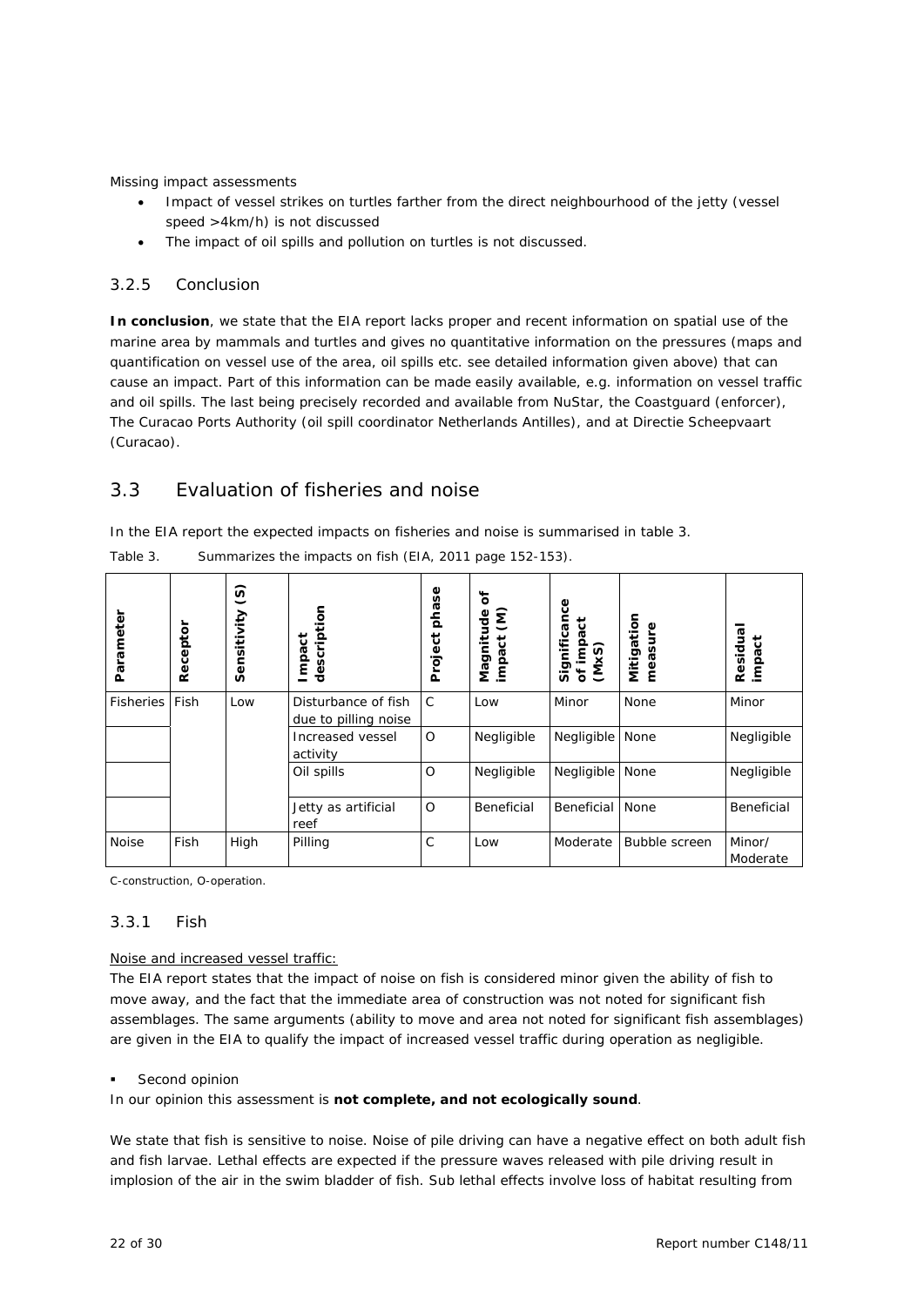Missing impact assessments

- Impact of vessel strikes on turtles farther from the direct neighbourhood of the jetty (vessel speed >4km/h) is not discussed
- The impact of oil spills and pollution on turtles is not discussed.

### 3.2.5 Conclusion

**In conclusion**, we state that the EIA report lacks proper and recent information on spatial use of the marine area by mammals and turtles and gives no quantitative information on the pressures (maps and quantification on vessel use of the area, oil spills etc. see detailed information given above) that can cause an impact. Part of this information can be made easily available, e.g. information on vessel traffic and oil spills. The last being precisely recorded and available from NuStar, the Coastguard (enforcer), The Curacao Ports Authority (oil spill coordinator Netherlands Antilles), and at Directie Scheepvaart (Curacao).

## 3.3 Evaluation of fisheries and noise

In the EIA report the expected impacts on fisheries and noise is summarised in table 3.

Table 3. Summarizes the impacts on fish (EIA, 2011 page 152-153).

| Parameter | Receptor | Sensitivity (S) | Impact description | Project phase | Magnitude of impact (M) | Significance of impact (MxS) | Mitigation measure | Residual impact |
|---|---|---|---|---|---|---|---|---|
| Fisheries | Fish | Low | Disturbance of fish due to pilling noise | C | Low | Minor | None | Minor |
| | | | Increased vessel activity | O | Negligible | Negligible | None | Negligible |
| | | | Oil spills | O | Negligible | Negligible | None | Negligible |
| | | | Jetty as artificial reef | O | Beneficial | Beneficial | None | Beneficial |
| Noise | Fish | High | Pilling | C | Low | Moderate | Bubble screen | Minor/ Moderate |

C-construction, O-operation.

### 3.3.1 Fish

Noise and increased vessel traffic:

The EIA report states that the impact of noise on fish is considered minor given the ability of fish to move away, and the fact that the immediate area of construction was not noted for significant fish assemblages. The same arguments (ability to move and area not noted for significant fish assemblages) are given in the EIA to qualify the impact of increased vessel traffic during operation as negligible.

- Second opinion

In our opinion this assessment is **not complete, and not ecologically sound**.

We state that fish is sensitive to noise. Noise of pile driving can have a negative effect on both adult fish and fish larvae. Lethal effects are expected if the pressure waves released with pile driving result in implosion of the air in the swim bladder of fish. Sub lethal effects involve loss of habitat resulting from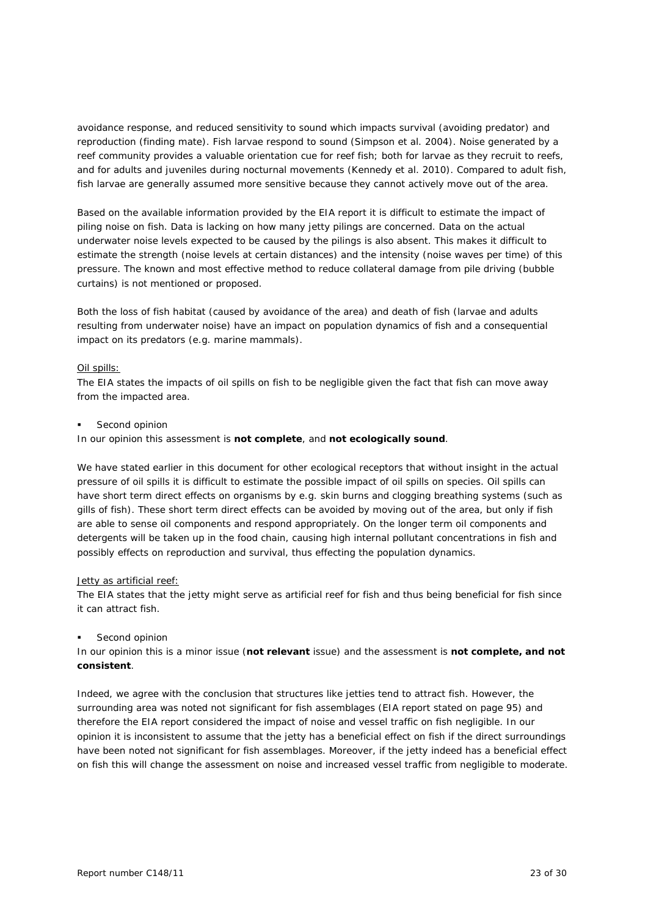avoidance response, and reduced sensitivity to sound which impacts survival (avoiding predator) and reproduction (finding mate). Fish larvae respond to sound (Simpson et al. 2004). Noise generated by a reef community provides a valuable orientation cue for reef fish; both for larvae as they recruit to reefs, and for adults and juveniles during nocturnal movements (Kennedy et al. 2010). Compared to adult fish, fish larvae are generally assumed more sensitive because they cannot actively move out of the area.

Based on the available information provided by the EIA report it is difficult to estimate the impact of piling noise on fish. Data is lacking on how many jetty pilings are concerned. Data on the actual underwater noise levels expected to be caused by the pilings is also absent. This makes it difficult to estimate the strength (noise levels at certain distances) and the intensity (noise waves per time) of this pressure. The known and most effective method to reduce collateral damage from pile driving (bubble curtains) is not mentioned or proposed.

Both the loss of fish habitat (caused by avoidance of the area) and death of fish (larvae and adults resulting from underwater noise) have an impact on population dynamics of fish and a consequential impact on its predators (e.g. marine mammals).

Oil spills:

The EIA states the impacts of oil spills on fish to be negligible given the fact that fish can move away from the impacted area.

- Second opinion

In our opinion this assessment is **not complete**, and **not ecologically sound**.

We have stated earlier in this document for other ecological receptors that without insight in the actual pressure of oil spills it is difficult to estimate the possible impact of oil spills on species. Oil spills can have short term direct effects on organisms by e.g. skin burns and clogging breathing systems (such as gills of fish). These short term direct effects can be avoided by moving out of the area, but only if fish are able to sense oil components and respond appropriately. On the longer term oil components and detergents will be taken up in the food chain, causing high internal pollutant concentrations in fish and possibly effects on reproduction and survival, thus effecting the population dynamics.

Jetty as artificial reef:

The EIA states that the jetty might serve as artificial reef for fish and thus being beneficial for fish since it can attract fish.

- Second opinion

In our opinion this is a minor issue (**not relevant** issue) and the assessment is **not complete, and not consistent**.

Indeed, we agree with the conclusion that structures like jetties tend to attract fish. However, the surrounding area was noted not significant for fish assemblages (EIA report stated on page 95) and therefore the EIA report considered the impact of noise and vessel traffic on fish negligible. In our opinion it is inconsistent to assume that the jetty has a beneficial effect on fish if the direct surroundings have been noted not significant for fish assemblages. Moreover, if the jetty indeed has a beneficial effect on fish this will change the assessment on noise and increased vessel traffic from negligible to moderate.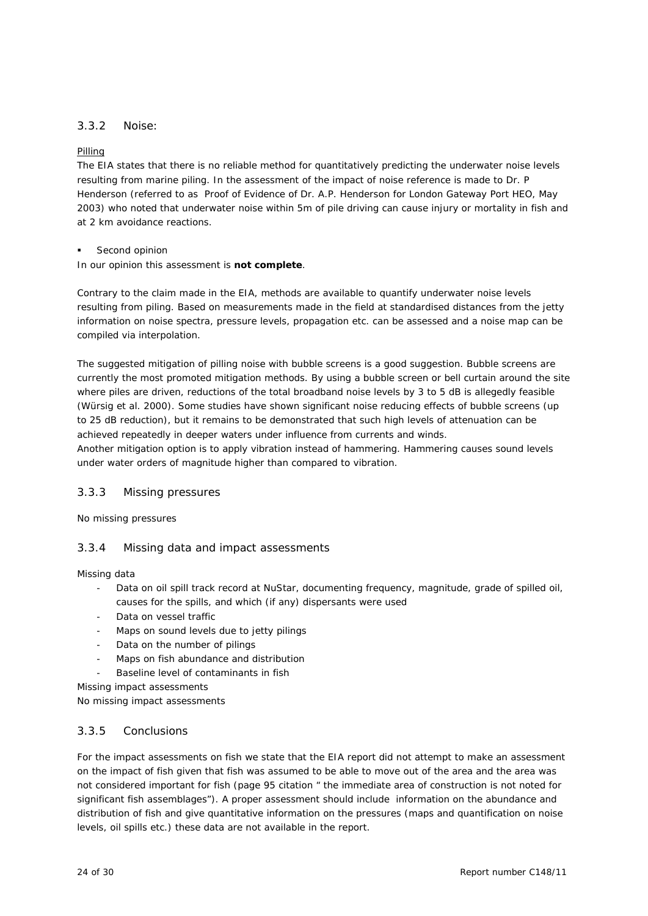### 3.3.2 Noise:

Pilling

The EIA states that there is no reliable method for quantitatively predicting the underwater noise levels resulting from marine piling. In the assessment of the impact of noise reference is made to Dr. P Henderson (referred to as Proof of Evidence of Dr. A.P. Henderson for London Gateway Port HEO, May 2003) who noted that underwater noise within 5m of pile driving can cause injury or mortality in fish and at 2 km avoidance reactions.

- Second opinion

In our opinion this assessment is **not complete**.

Contrary to the claim made in the EIA, methods are available to quantify underwater noise levels resulting from piling. Based on measurements made in the field at standardised distances from the jetty information on noise spectra, pressure levels, propagation etc. can be assessed and a noise map can be compiled via interpolation.

The suggested mitigation of pilling noise with bubble screens is a good suggestion. Bubble screens are currently the most promoted mitigation methods. By using a bubble screen or bell curtain around the site where piles are driven, reductions of the total broadband noise levels by 3 to 5 dB is allegedly feasible (Würsig et al. 2000). Some studies have shown significant noise reducing effects of bubble screens (up to 25 dB reduction), but it remains to be demonstrated that such high levels of attenuation can be achieved repeatedly in deeper waters under influence from currents and winds.
Another mitigation option is to apply vibration instead of hammering. Hammering causes sound levels under water orders of magnitude higher than compared to vibration.

### 3.3.3 Missing pressures

No missing pressures

### 3.3.4 Missing data and impact assessments

Missing data

- Data on oil spill track record at NuStar, documenting frequency, magnitude, grade of spilled oil, causes for the spills, and which (if any) dispersants were used
- Data on vessel traffic
- Maps on sound levels due to jetty pilings
- Data on the number of pilings
- Maps on fish abundance and distribution
- Baseline level of contaminants in fish

Missing impact assessments

No missing impact assessments

### 3.3.5 Conclusions

For the impact assessments on fish we state that the EIA report did not attempt to make an assessment on the impact of fish given that fish was assumed to be able to move out of the area and the area was not considered important for fish (page 95 citation " the immediate area of construction is not noted for significant fish assemblages"). A proper assessment should include information on the abundance and distribution of fish and give quantitative information on the pressures (maps and quantification on noise levels, oil spills etc.) these data are not available in the report.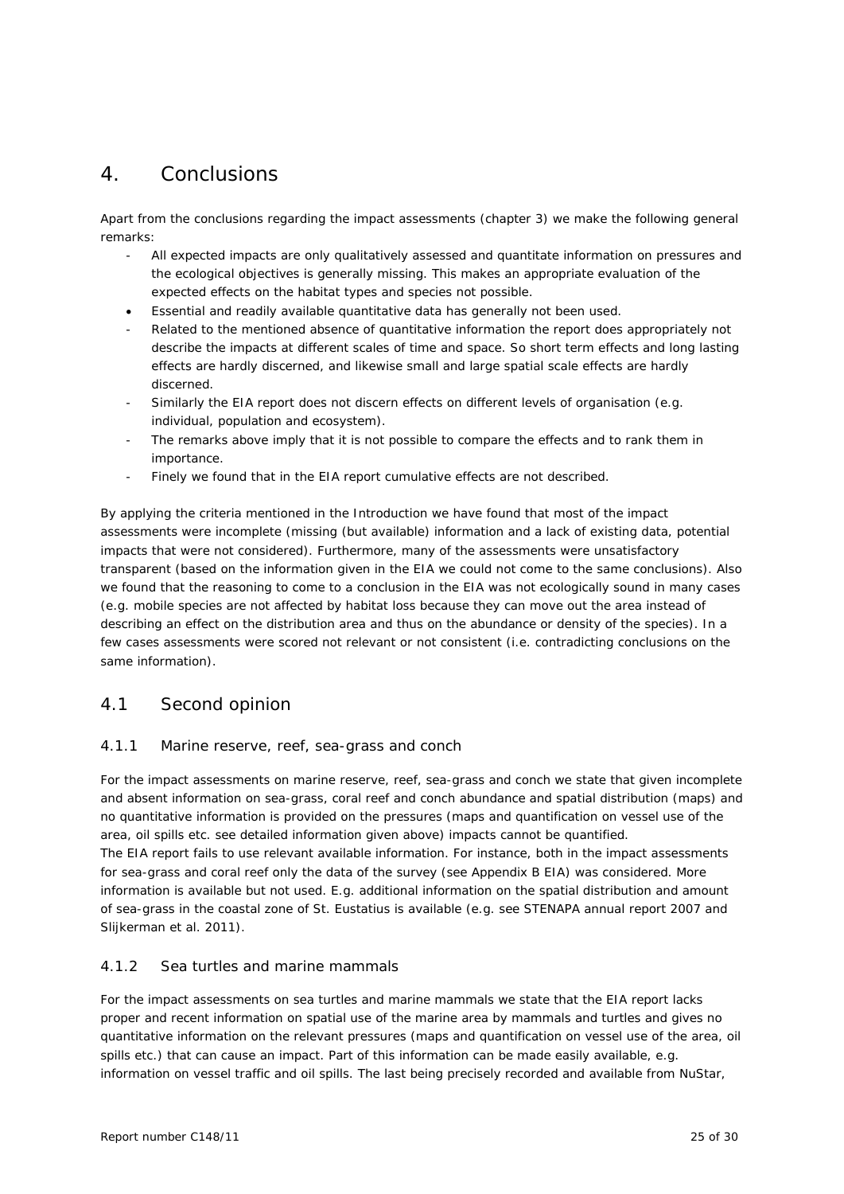# 4. Conclusions

Apart from the conclusions regarding the impact assessments (chapter 3) we make the following general remarks:

- All expected impacts are only qualitatively assessed and quantitate information on pressures and the ecological objectives is generally missing. This makes an appropriate evaluation of the expected effects on the habitat types and species not possible.
- Essential and readily available quantitative data has generally not been used.
- Related to the mentioned absence of quantitative information the report does appropriately not describe the impacts at different scales of time and space. So short term effects and long lasting effects are hardly discerned, and likewise small and large spatial scale effects are hardly discerned.
- Similarly the EIA report does not discern effects on different levels of organisation (e.g. individual, population and ecosystem).
- The remarks above imply that it is not possible to compare the effects and to rank them in importance.
- Finely we found that in the EIA report cumulative effects are not described.

By applying the criteria mentioned in the Introduction we have found that most of the impact assessments were incomplete (missing (but available) information and a lack of existing data, potential impacts that were not considered). Furthermore, many of the assessments were unsatisfactory transparent (based on the information given in the EIA we could not come to the same conclusions). Also we found that the reasoning to come to a conclusion in the EIA was not ecologically sound in many cases (e.g. mobile species are not affected by habitat loss because they can move out the area instead of describing an effect on the distribution area and thus on the abundance or density of the species). In a few cases assessments were scored not relevant or not consistent (i.e. contradicting conclusions on the same information).

## 4.1 Second opinion

### 4.1.1 Marine reserve, reef, sea-grass and conch

For the impact assessments on marine reserve, reef, sea-grass and conch we state that given incomplete and absent information on sea-grass, coral reef and conch abundance and spatial distribution (maps) and no quantitative information is provided on the pressures (maps and quantification on vessel use of the area, oil spills etc. see detailed information given above) impacts cannot be quantified.
The EIA report fails to use relevant available information. For instance, both in the impact assessments for sea-grass and coral reef only the data of the survey (see Appendix B EIA) was considered. More information is available but not used. E.g. additional information on the spatial distribution and amount of sea-grass in the coastal zone of St. Eustatius is available (e.g. see STENAPA annual report 2007 and Slijkerman et al. 2011).

### 4.1.2 Sea turtles and marine mammals

For the impact assessments on sea turtles and marine mammals we state that the EIA report lacks proper and recent information on spatial use of the marine area by mammals and turtles and gives no quantitative information on the relevant pressures (maps and quantification on vessel use of the area, oil spills etc.) that can cause an impact. Part of this information can be made easily available, e.g. information on vessel traffic and oil spills. The last being precisely recorded and available from NuStar,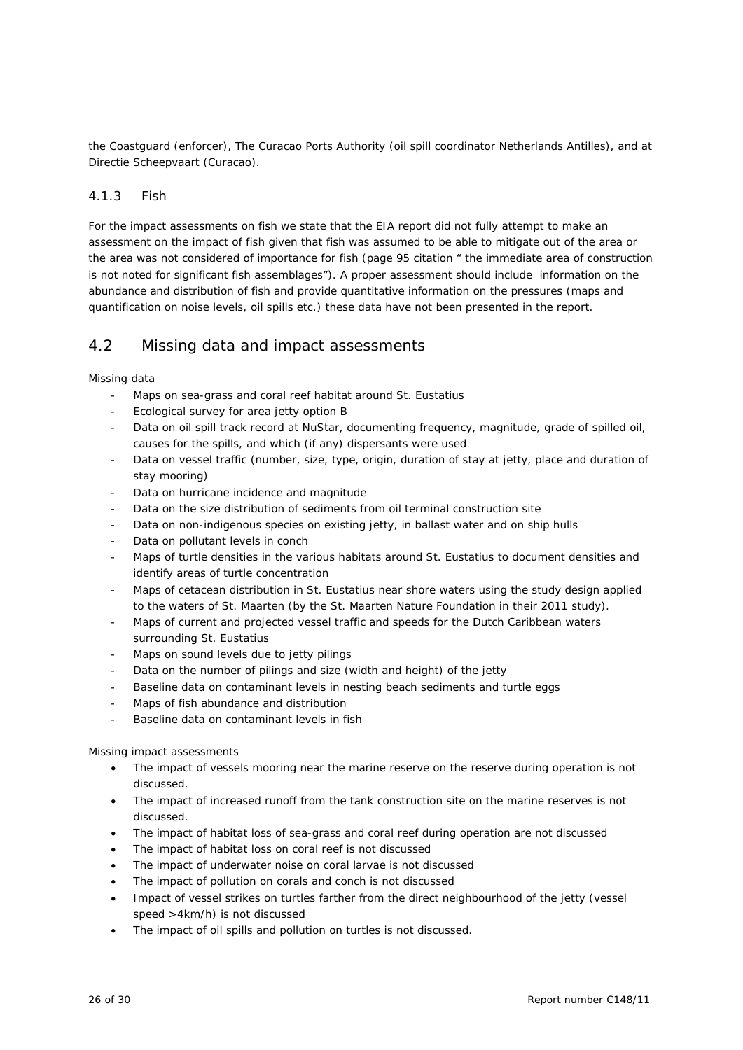the Coastguard (enforcer), The Curacao Ports Authority (oil spill coordinator Netherlands Antilles), and at Directie Scheepvaart (Curacao).

### 4.1.3 Fish

For the impact assessments on fish we state that the EIA report did not fully attempt to make an assessment on the impact of fish given that fish was assumed to be able to mitigate out of the area or the area was not considered of importance for fish (page 95 citation " the immediate area of construction is not noted for significant fish assemblages"). A proper assessment should include information on the abundance and distribution of fish and provide quantitative information on the pressures (maps and quantification on noise levels, oil spills etc.) these data have not been presented in the report.

## 4.2 Missing data and impact assessments

Missing data

- Maps on sea-grass and coral reef habitat around St. Eustatius
- Ecological survey for area jetty option B
- Data on oil spill track record at NuStar, documenting frequency, magnitude, grade of spilled oil, causes for the spills, and which (if any) dispersants were used
- Data on vessel traffic (number, size, type, origin, duration of stay at jetty, place and duration of stay mooring)
- Data on hurricane incidence and magnitude
- Data on the size distribution of sediments from oil terminal construction site
- Data on non-indigenous species on existing jetty, in ballast water and on ship hulls
- Data on pollutant levels in conch
- Maps of turtle densities in the various habitats around St. Eustatius to document densities and identify areas of turtle concentration
- Maps of cetacean distribution in St. Eustatius near shore waters using the study design applied to the waters of St. Maarten (by the St. Maarten Nature Foundation in their 2011 study).
- Maps of current and projected vessel traffic and speeds for the Dutch Caribbean waters surrounding St. Eustatius
- Maps on sound levels due to jetty pilings
- Data on the number of pilings and size (width and height) of the jetty
- Baseline data on contaminant levels in nesting beach sediments and turtle eggs
- Maps of fish abundance and distribution
- Baseline data on contaminant levels in fish

Missing impact assessments

- The impact of vessels mooring near the marine reserve on the reserve during operation is not discussed.
- The impact of increased runoff from the tank construction site on the marine reserves is not discussed.
- The impact of habitat loss of sea-grass and coral reef during operation are not discussed
- The impact of habitat loss on coral reef is not discussed
- The impact of underwater noise on coral larvae is not discussed
- The impact of pollution on corals and conch is not discussed
- Impact of vessel strikes on turtles farther from the direct neighbourhood of the jetty (vessel speed >4km/h) is not discussed
- The impact of oil spills and pollution on turtles is not discussed.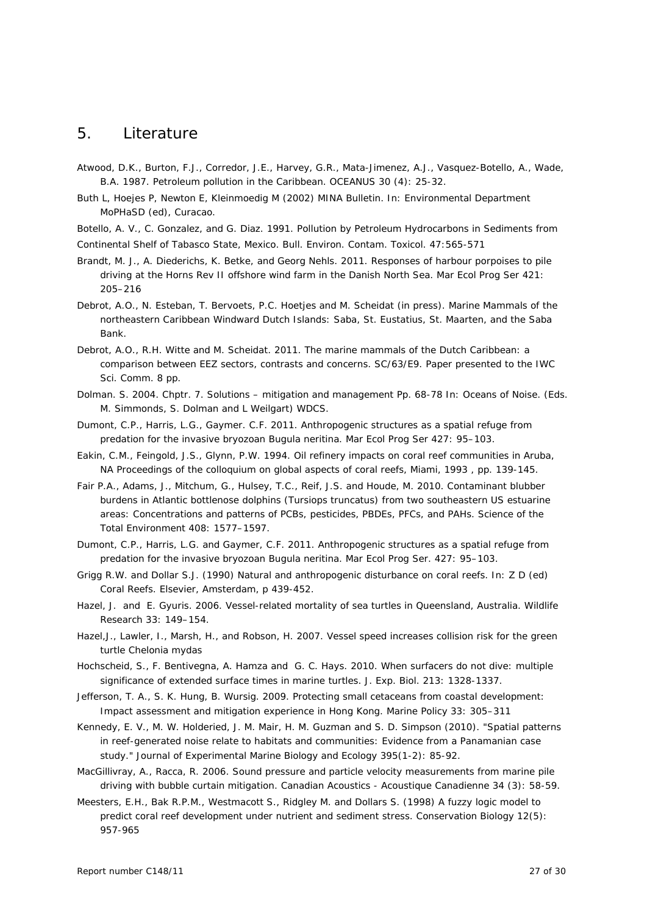# 5. Literature

Atwood, D.K., Burton, F.J., Corredor, J.E., Harvey, G.R., Mata-Jimenez, A.J., Vasquez-Botello, A., Wade, B.A. 1987. Petroleum pollution in the Caribbean. OCEANUS 30 (4): 25-32.

Buth L, Hoejes P, Newton E, Kleinmoedig M (2002) MINA Bulletin. In: Environmental Department MoPHaSD (ed), Curacao.

Botello, A. V., C. Gonzalez, and G. Diaz. 1991. Pollution by Petroleum Hydrocarbons in Sediments from Continental Shelf of Tabasco State, Mexico. Bull. Environ. Contam. Toxicol. 47:565-571

Brandt, M. J., A. Diederichs, K. Betke, and Georg Nehls. 2011. Responses of harbour porpoises to pile driving at the Horns Rev II offshore wind farm in the Danish North Sea. Mar Ecol Prog Ser 421: 205–216

Debrot, A.O., N. Esteban, T. Bervoets, P.C. Hoetjes and M. Scheidat (in press). Marine Mammals of the northeastern Caribbean Windward Dutch Islands: Saba, St. Eustatius, St. Maarten, and the Saba Bank.

Debrot, A.O., R.H. Witte and M. Scheidat. 2011. The marine mammals of the Dutch Caribbean: a comparison between EEZ sectors, contrasts and concerns. SC/63/E9. Paper presented to the IWC Sci. Comm. 8 pp.

Dolman. S. 2004. Chptr. 7. Solutions – mitigation and management Pp. 68-78 In: Oceans of Noise. (Eds. M. Simmonds, S. Dolman and L Weilgart) WDCS.

Dumont, C.P., Harris, L.G., Gaymer. C.F. 2011. Anthropogenic structures as a spatial refuge from predation for the invasive bryozoan Bugula neritina. Mar Ecol Prog Ser 427: 95–103.

Eakin, C.M., Feingold, J.S., Glynn, P.W. 1994. Oil refinery impacts on coral reef communities in Aruba, NA Proceedings of the colloquium on global aspects of coral reefs, Miami, 1993 , pp. 139-145.

Fair P.A., Adams, J., Mitchum, G., Hulsey, T.C., Reif, J.S. and Houde, M. 2010. Contaminant blubber burdens in Atlantic bottlenose dolphins (Tursiops truncatus) from two southeastern US estuarine areas: Concentrations and patterns of PCBs, pesticides, PBDEs, PFCs, and PAHs. Science of the Total Environment 408: 1577–1597.

Dumont, C.P., Harris, L.G. and Gaymer, C.F. 2011. Anthropogenic structures as a spatial refuge from predation for the invasive bryozoan Bugula neritina. Mar Ecol Prog Ser. 427: 95–103.

Grigg R.W. and Dollar S.J. (1990) Natural and anthropogenic disturbance on coral reefs. In: Z D (ed) Coral Reefs. Elsevier, Amsterdam, p 439-452.

Hazel, J. and E. Gyuris. 2006. Vessel-related mortality of sea turtles in Queensland, Australia. Wildlife Research 33: 149–154.

Hazel,J., Lawler, I., Marsh, H., and Robson, H. 2007. Vessel speed increases collision risk for the green turtle Chelonia mydas

Hochscheid, S., F. Bentivegna, A. Hamza and G. C. Hays. 2010. When surfacers do not dive: multiple significance of extended surface times in marine turtles. J. Exp. Biol. 213: 1328-1337.

Jefferson, T. A., S. K. Hung, B. Wursig. 2009. Protecting small cetaceans from coastal development: Impact assessment and mitigation experience in Hong Kong. Marine Policy 33: 305–311

Kennedy, E. V., M. W. Holderied, J. M. Mair, H. M. Guzman and S. D. Simpson (2010). "Spatial patterns in reef-generated noise relate to habitats and communities: Evidence from a Panamanian case study." Journal of Experimental Marine Biology and Ecology 395(1-2): 85-92.

MacGillivray, A., Racca, R. 2006. Sound pressure and particle velocity measurements from marine pile driving with bubble curtain mitigation. Canadian Acoustics - Acoustique Canadienne 34 (3): 58-59.

Meesters, E.H., Bak R.P.M., Westmacott S., Ridgley M. and Dollars S. (1998) A fuzzy logic model to predict coral reef development under nutrient and sediment stress. Conservation Biology 12(5): 957-965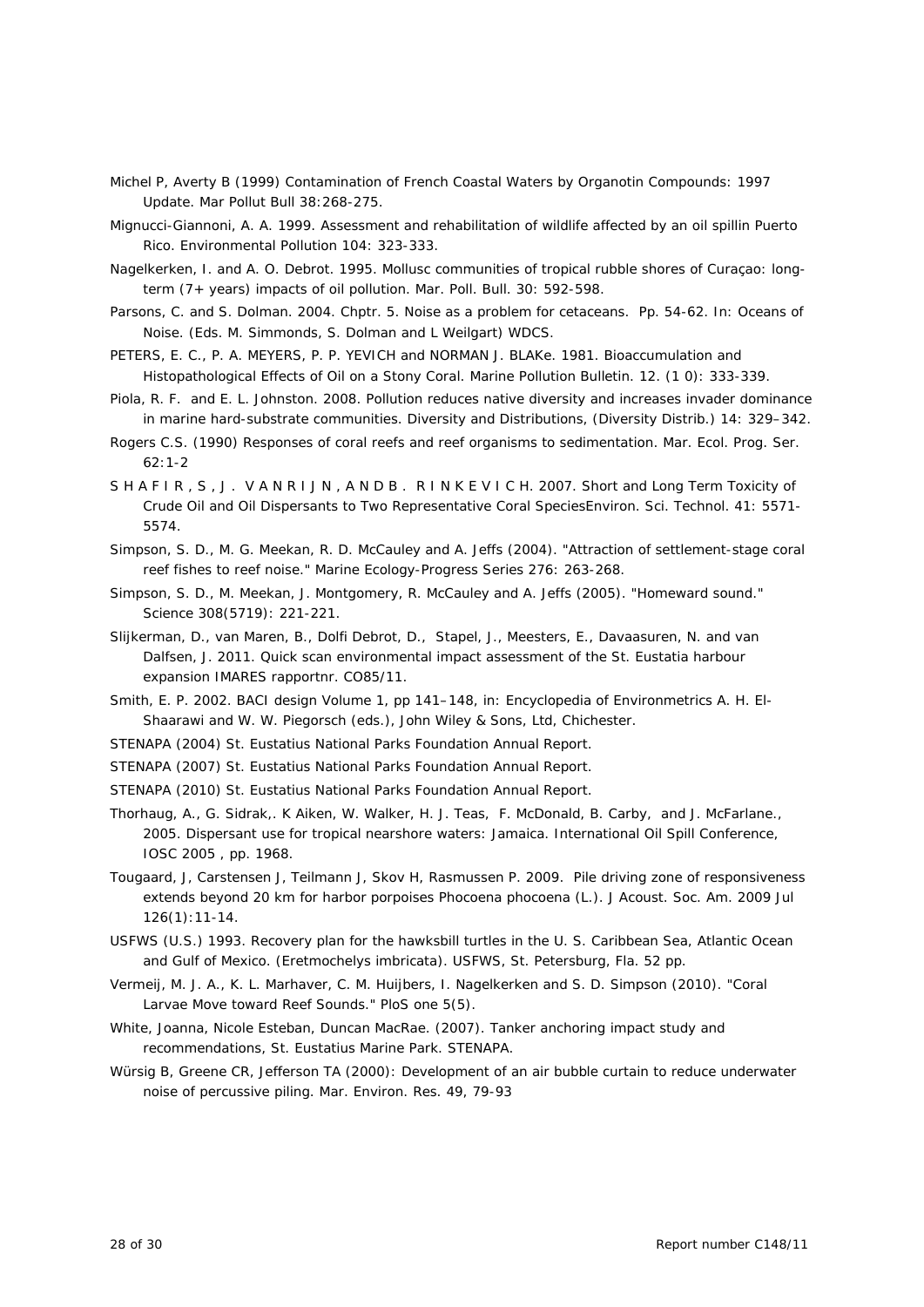Michel P, Averty B (1999) Contamination of French Coastal Waters by Organotin Compounds: 1997 Update. Mar Pollut Bull 38:268-275.

Mignucci-Giannoni, A. A. 1999. Assessment and rehabilitation of wildlife affected by an oil spillin Puerto Rico. Environmental Pollution 104: 323-333.

Nagelkerken, I. and A. O. Debrot. 1995. Mollusc communities of tropical rubble shores of Curaçao: long-term (7+ years) impacts of oil pollution. Mar. Poll. Bull. 30: 592-598.

Parsons, C. and S. Dolman. 2004. Chptr. 5. Noise as a problem for cetaceans. Pp. 54-62. In: Oceans of Noise. (Eds. M. Simmonds, S. Dolman and L Weilgart) WDCS.

PETERS, E. C., P. A. MEYERS, P. P. YEVICH and NORMAN J. BLAKe. 1981. Bioaccumulation and Histopathological Effects of Oil on a Stony Coral. Marine Pollution Bulletin. 12. (1 0): 333-339.

Piola, R. F. and E. L. Johnston. 2008. Pollution reduces native diversity and increases invader dominance in marine hard-substrate communities. Diversity and Distributions, (Diversity Distrib.) 14: 329–342.

Rogers C.S. (1990) Responses of coral reefs and reef organisms to sedimentation. Mar. Ecol. Prog. Ser. 62:1-2

S H A F I R , S , J . V A N R I J N , A N D B . R I N K E V I C H. 2007. Short and Long Term Toxicity of Crude Oil and Oil Dispersants to Two Representative Coral SpeciesEnviron. Sci. Technol. 41: 5571-5574.

Simpson, S. D., M. G. Meekan, R. D. McCauley and A. Jeffs (2004). "Attraction of settlement-stage coral reef fishes to reef noise." Marine Ecology-Progress Series 276: 263-268.

Simpson, S. D., M. Meekan, J. Montgomery, R. McCauley and A. Jeffs (2005). "Homeward sound." Science 308(5719): 221-221.

Slijkerman, D., van Maren, B., Dolfi Debrot, D., Stapel, J., Meesters, E., Davaasuren, N. and van Dalfsen, J. 2011. Quick scan environmental impact assessment of the St. Eustatia harbour expansion IMARES rapportnr. CO85/11.

Smith, E. P. 2002. BACI design Volume 1, pp 141–148, in: Encyclopedia of Environmetrics A. H. El-Shaarawi and W. W. Piegorsch (eds.), John Wiley & Sons, Ltd, Chichester.

STENAPA (2004) St. Eustatius National Parks Foundation Annual Report.

STENAPA (2007) St. Eustatius National Parks Foundation Annual Report.

STENAPA (2010) St. Eustatius National Parks Foundation Annual Report.

Thorhaug, A., G. Sidrak,. K Aiken, W. Walker, H. J. Teas, F. McDonald, B. Carby, and J. McFarlane., 2005. Dispersant use for tropical nearshore waters: Jamaica. International Oil Spill Conference, IOSC 2005 , pp. 1968.

Tougaard, J, Carstensen J, Teilmann J, Skov H, Rasmussen P. 2009. Pile driving zone of responsiveness extends beyond 20 km for harbor porpoises Phocoena phocoena (L.). J Acoust. Soc. Am. 2009 Jul 126(1):11-14.

USFWS (U.S.) 1993. Recovery plan for the hawksbill turtles in the U. S. Caribbean Sea, Atlantic Ocean and Gulf of Mexico. (Eretmochelys imbricata). USFWS, St. Petersburg, Fla. 52 pp.

Vermeij, M. J. A., K. L. Marhaver, C. M. Huijbers, I. Nagelkerken and S. D. Simpson (2010). "Coral Larvae Move toward Reef Sounds." PloS one 5(5).

White, Joanna, Nicole Esteban, Duncan MacRae. (2007). Tanker anchoring impact study and recommendations, St. Eustatius Marine Park. STENAPA.

Würsig B, Greene CR, Jefferson TA (2000): Development of an air bubble curtain to reduce underwater noise of percussive piling. Mar. Environ. Res. 49, 79-93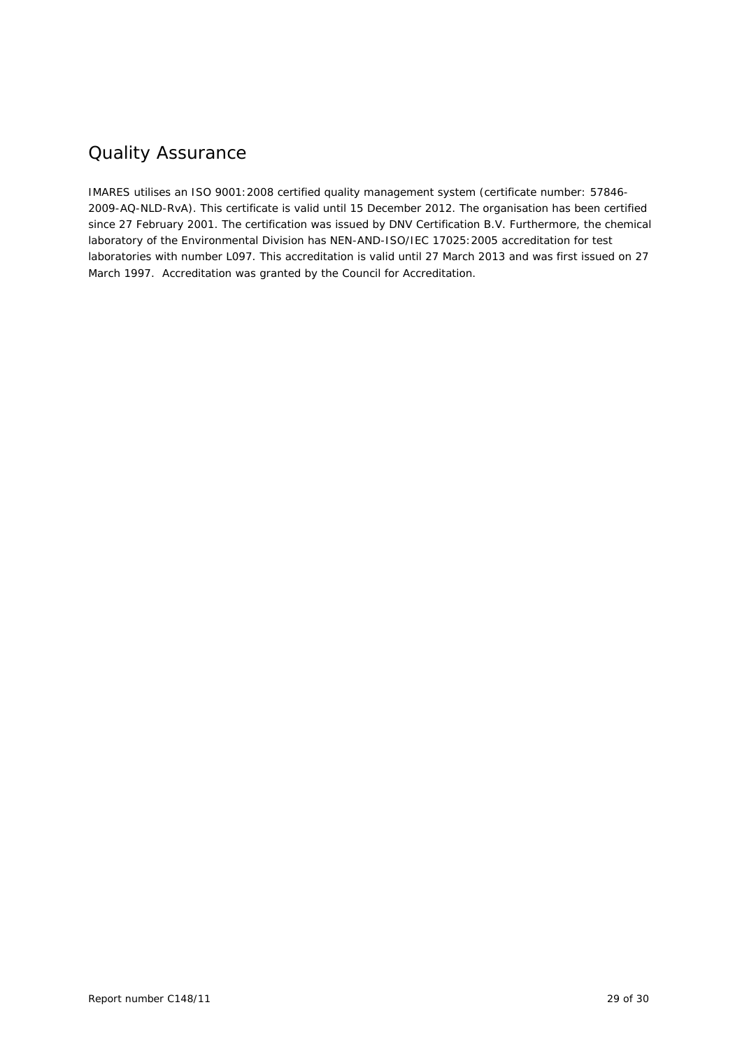# Quality Assurance

IMARES utilises an ISO 9001:2008 certified quality management system (certificate number: 57846-2009-AQ-NLD-RvA). This certificate is valid until 15 December 2012. The organisation has been certified since 27 February 2001. The certification was issued by DNV Certification B.V. Furthermore, the chemical laboratory of the Environmental Division has NEN-AND-ISO/IEC 17025:2005 accreditation for test laboratories with number L097. This accreditation is valid until 27 March 2013 and was first issued on 27 March 1997. Accreditation was granted by the Council for Accreditation.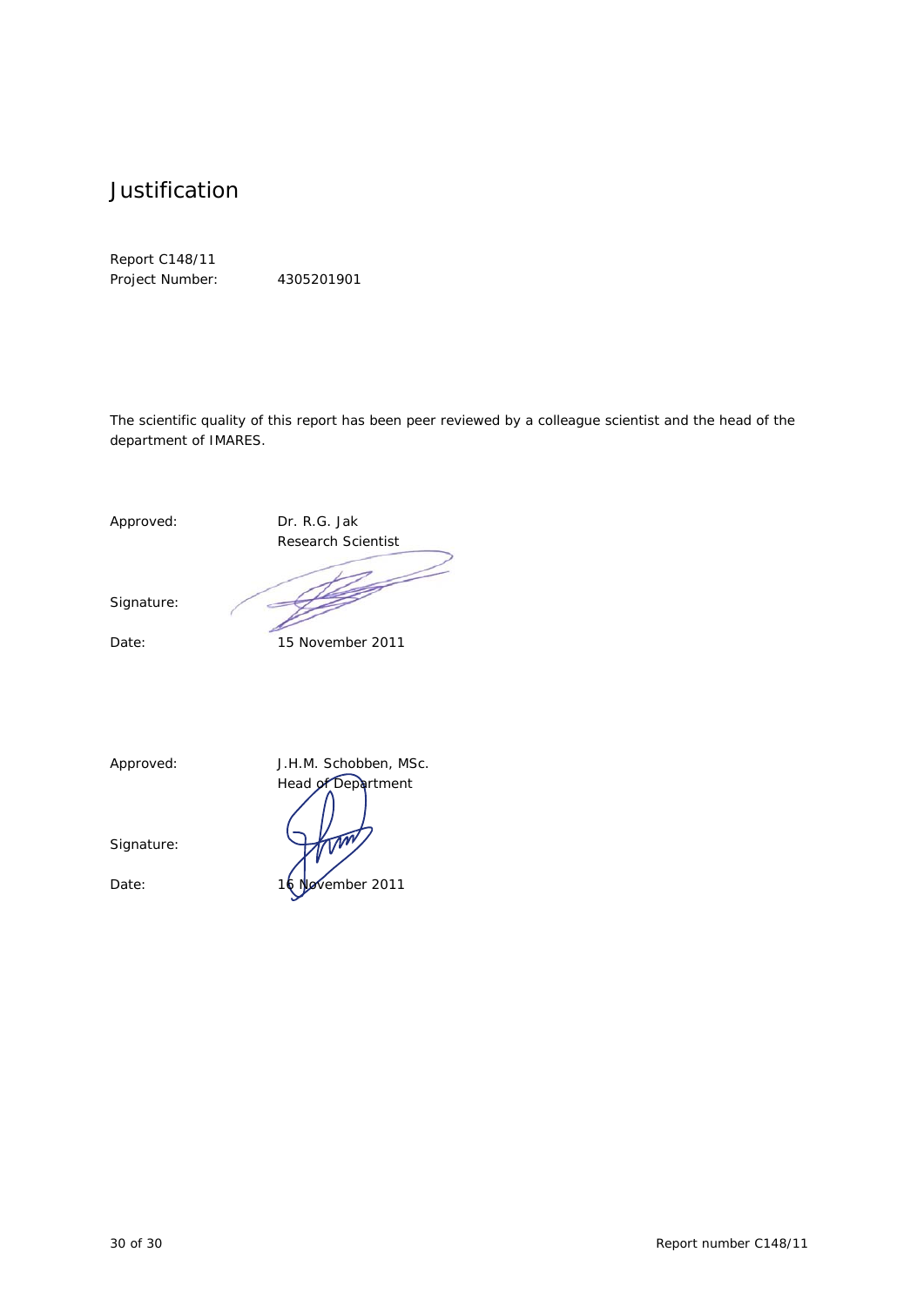# Justification

Report C148/11
Project Number: 4305201901

The scientific quality of this report has been peer reviewed by a colleague scientist and the head of the department of IMARES.

Approved: Dr. R.G. Jak
Research Scientist

Signature:

Date: 15 November 2011

Approved: J.H.M. Schobben, MSc.
Head of Department

Signature:

Date: 16 November 2011